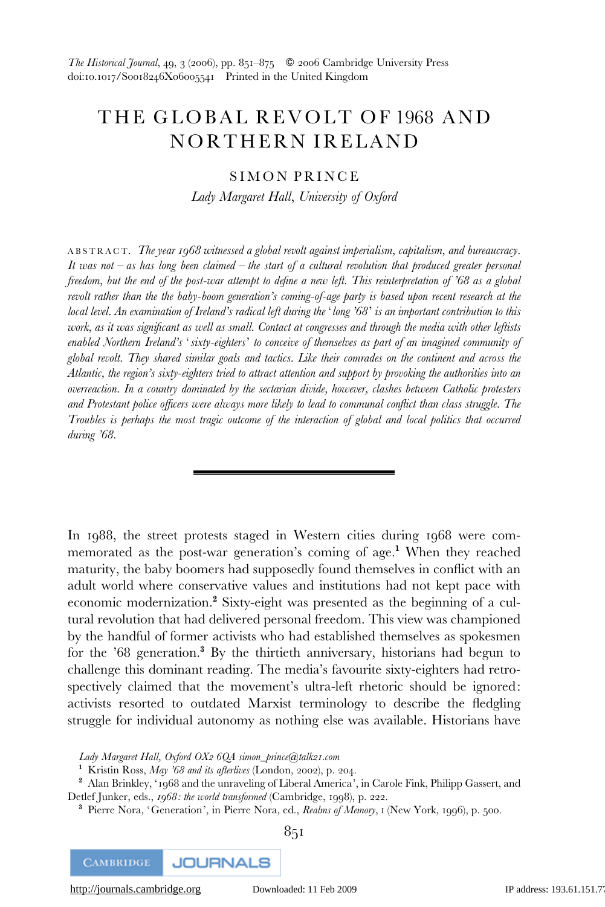# THE GLOBAL REVOLT OF 1968 AND NORTHERN IRELAND

SIMON PRINCE

*Lady Margaret Hall, University of Oxford*

ABSTRACT. *The year 1968 witnessed a global revolt against imperialism, capitalism, and bureaucracy. It was not – as has long been claimed – the start of a cultural revolution that produced greater personal freedom, but the end of the post-war attempt to define a new left. This reinterpretation of '68 as a global revolt rather than the the baby-boom generation's coming-of-age party is based upon recent research at the local level. An examination of Ireland's radical left during the 'long '68' is an important contribution to this work, as it was significant as well as small. Contact at congresses and through the media with other leftists enabled Northern Ireland's 'sixty-eighters' to conceive of themselves as part of an imagined community of global revolt. They shared similar goals and tactics. Like their comrades on the continent and across the Atlantic, the region's sixty-eighters tried to attract attention and support by provoking the authorities into an overreaction. In a country dominated by the sectarian divide, however, clashes between Catholic protesters and Protestant police officers were always more likely to lead to communal conflict than class struggle. The Troubles is perhaps the most tragic outcome of the interaction of global and local politics that occurred during '68.*

---

In 1988, the street protests staged in Western cities during 1968 were commemorated as the post-war generation's coming of age.[1] When they reached maturity, the baby boomers had supposedly found themselves in conflict with an adult world where conservative values and institutions had not kept pace with economic modernization.[2] Sixty-eight was presented as the beginning of a cultural revolution that had delivered personal freedom. This view was championed by the handful of former activists who had established themselves as spokesmen for the '68 generation.[3] By the thirtieth anniversary, historians had begun to challenge this dominant reading. The media's favourite sixty-eighters had retrospectively claimed that the movement's ultra-left rhetoric should be ignored: activists resorted to outdated Marxist terminology to describe the fledgling struggle for individual autonomy as nothing else was available. Historians have

*Lady Margaret Hall, Oxford OX2 6QA simon_prince@talk21.com*

[1] Kristin Ross, *May '68 and its afterlives* (London, 2002), p. 204.

[2] Alan Brinkley, '1968 and the unraveling of Liberal America', in Carole Fink, Philipp Gassert, and Detlef Junker, eds., *1968: the world transformed* (Cambridge, 1998), p. 222.

[3] Pierre Nora, 'Generation', in Pierre Nora, ed., *Realms of Memory*, I (New York, 1996), p. 500.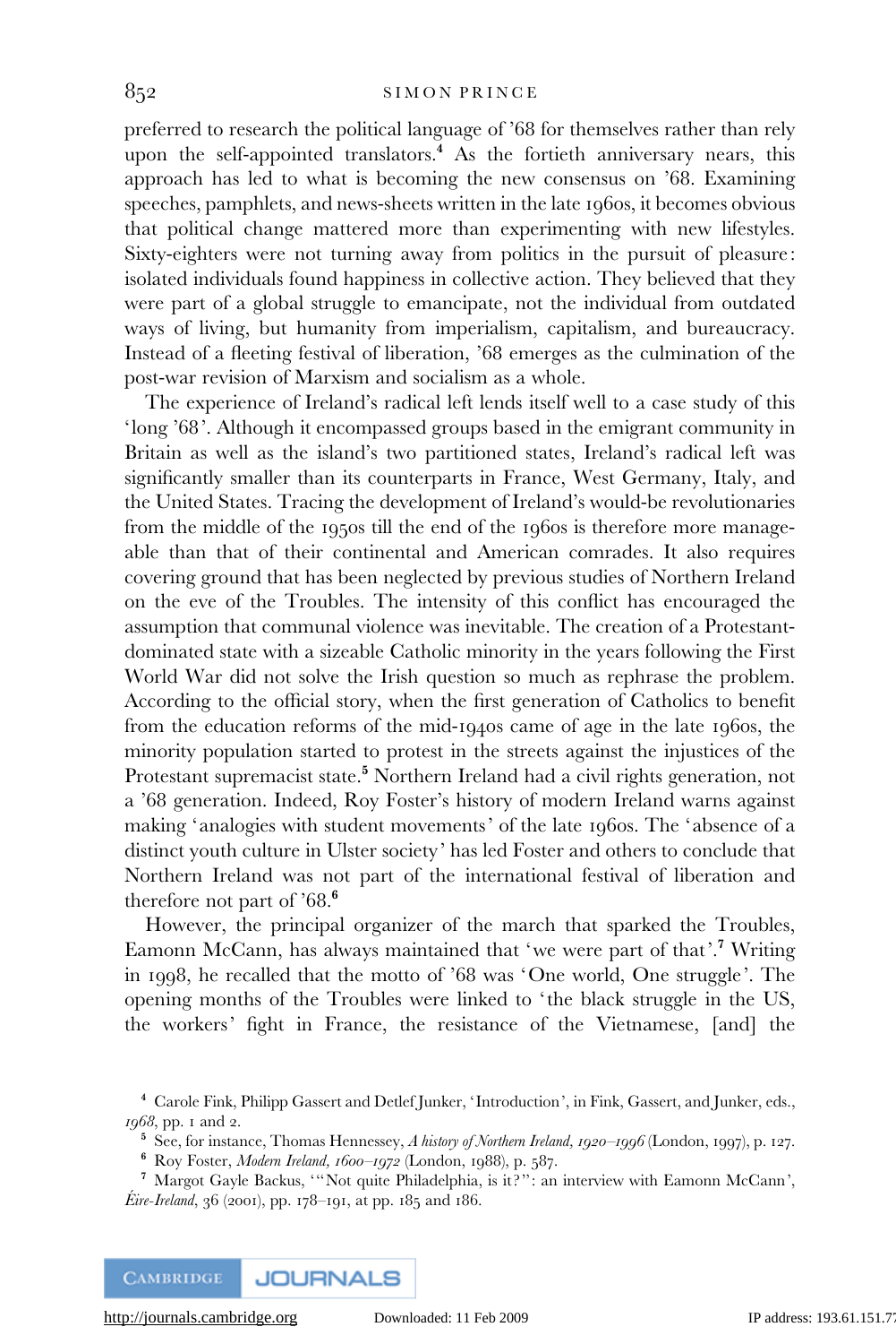preferred to research the political language of '68 for themselves rather than rely upon the self-appointed translators.[4] As the fortieth anniversary nears, this approach has led to what is becoming the new consensus on '68. Examining speeches, pamphlets, and news-sheets written in the late 1960s, it becomes obvious that political change mattered more than experimenting with new lifestyles. Sixty-eighters were not turning away from politics in the pursuit of pleasure: isolated individuals found happiness in collective action. They believed that they were part of a global struggle to emancipate, not the individual from outdated ways of living, but humanity from imperialism, capitalism, and bureaucracy. Instead of a fleeting festival of liberation, '68 emerges as the culmination of the post-war revision of Marxism and socialism as a whole.

The experience of Ireland's radical left lends itself well to a case study of this 'long '68'. Although it encompassed groups based in the emigrant community in Britain as well as the island's two partitioned states, Ireland's radical left was significantly smaller than its counterparts in France, West Germany, Italy, and the United States. Tracing the development of Ireland's would-be revolutionaries from the middle of the 1950s till the end of the 1960s is therefore more manageable than that of their continental and American comrades. It also requires covering ground that has been neglected by previous studies of Northern Ireland on the eve of the Troubles. The intensity of this conflict has encouraged the assumption that communal violence was inevitable. The creation of a Protestant-dominated state with a sizeable Catholic minority in the years following the First World War did not solve the Irish question so much as rephrase the problem. According to the official story, when the first generation of Catholics to benefit from the education reforms of the mid-1940s came of age in the late 1960s, the minority population started to protest in the streets against the injustices of the Protestant supremacist state.[5] Northern Ireland had a civil rights generation, not a '68 generation. Indeed, Roy Foster's history of modern Ireland warns against making 'analogies with student movements' of the late 1960s. The 'absence of a distinct youth culture in Ulster society' has led Foster and others to conclude that Northern Ireland was not part of the international festival of liberation and therefore not part of '68.[6]

However, the principal organizer of the march that sparked the Troubles, Eamonn McCann, has always maintained that 'we were part of that'.[7] Writing in 1998, he recalled that the motto of '68 was 'One world, One struggle'. The opening months of the Troubles were linked to 'the black struggle in the US, the workers' fight in France, the resistance of the Vietnamese, [and] the

[4] Carole Fink, Philipp Gassert and Detlef Junker, 'Introduction', in Fink, Gassert, and Junker, eds., *1968*, pp. 1 and 2.

[5] See, for instance, Thomas Hennessey, *A history of Northern Ireland, 1920–1996* (London, 1997), p. 127.

[6] Roy Foster, *Modern Ireland, 1600–1972* (London, 1988), p. 587.

[7] Margot Gayle Backus, '"Not quite Philadelphia, is it?": an interview with Eamonn McCann', *Éire-Ireland*, 36 (2001), pp. 178–191, at pp. 185 and 186.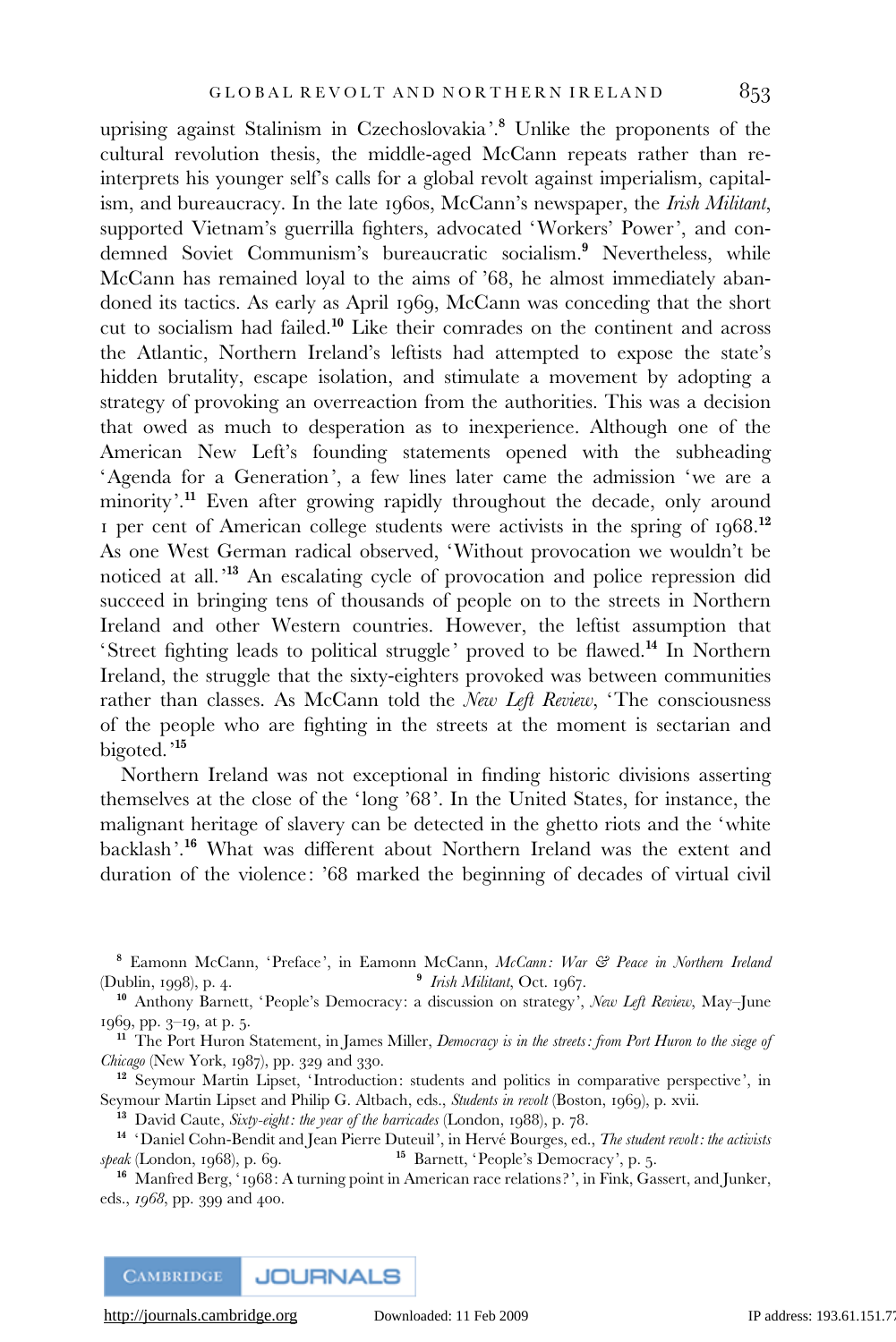uprising against Stalinism in Czechoslovakia'.[8] Unlike the proponents of the cultural revolution thesis, the middle-aged McCann repeats rather than reinterprets his younger self's calls for a global revolt against imperialism, capitalism, and bureaucracy. In the late 1960s, McCann's newspaper, the *Irish Militant*, supported Vietnam's guerrilla fighters, advocated 'Workers' Power', and condemned Soviet Communism's bureaucratic socialism.[9] Nevertheless, while McCann has remained loyal to the aims of '68, he almost immediately abandoned its tactics. As early as April 1969, McCann was conceding that the short cut to socialism had failed.[10] Like their comrades on the continent and across the Atlantic, Northern Ireland's leftists had attempted to expose the state's hidden brutality, escape isolation, and stimulate a movement by adopting a strategy of provoking an overreaction from the authorities. This was a decision that owed as much to desperation as to inexperience. Although one of the American New Left's founding statements opened with the subheading 'Agenda for a Generation', a few lines later came the admission 'we are a minority'.[11] Even after growing rapidly throughout the decade, only around 1 per cent of American college students were activists in the spring of 1968.[12] As one West German radical observed, 'Without provocation we wouldn't be noticed at all.'[13] An escalating cycle of provocation and police repression did succeed in bringing tens of thousands of people on to the streets in Northern Ireland and other Western countries. However, the leftist assumption that 'Street fighting leads to political struggle' proved to be flawed.[14] In Northern Ireland, the struggle that the sixty-eighters provoked was between communities rather than classes. As McCann told the *New Left Review*, 'The consciousness of the people who are fighting in the streets at the moment is sectarian and bigoted.'[15]

Northern Ireland was not exceptional in finding historic divisions asserting themselves at the close of the 'long '68'. In the United States, for instance, the malignant heritage of slavery can be detected in the ghetto riots and the 'white backlash'.[16] What was different about Northern Ireland was the extent and duration of the violence: '68 marked the beginning of decades of virtual civil

---

[8] Eamonn McCann, 'Preface', in Eamonn McCann, *McCann: War & Peace in Northern Ireland* (Dublin, 1998), p. 4.

[9] *Irish Militant*, Oct. 1967.

[10] Anthony Barnett, 'People's Democracy: a discussion on strategy', *New Left Review*, May–June 1969, pp. 3–19, at p. 5.

[11] The Port Huron Statement, in James Miller, *Democracy is in the streets: from Port Huron to the siege of Chicago* (New York, 1987), pp. 329 and 330.

[12] Seymour Martin Lipset, 'Introduction: students and politics in comparative perspective', in Seymour Martin Lipset and Philip G. Altbach, eds., *Students in revolt* (Boston, 1969), p. xvii.

[13] David Caute, *Sixty-eight: the year of the barricades* (London, 1988), p. 78.

[14] 'Daniel Cohn-Bendit and Jean Pierre Duteuil', in Hervé Bourges, ed., *The student revolt: the activists speak* (London, 1968), p. 69.

[15] Barnett, 'People's Democracy', p. 5.

[16] Manfred Berg, '1968: A turning point in American race relations?', in Fink, Gassert, and Junker, eds., *1968*, pp. 399 and 400.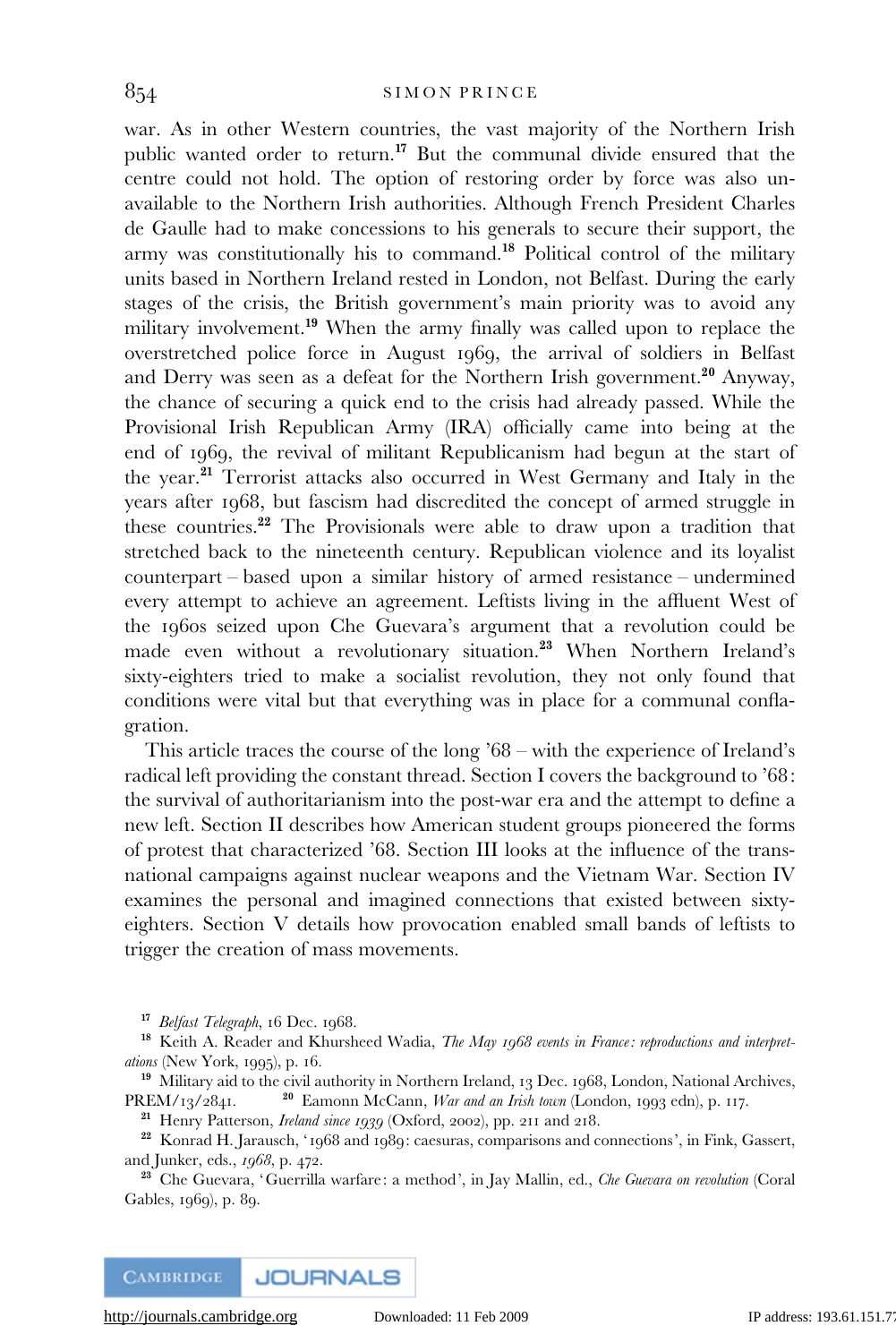war. As in other Western countries, the vast majority of the Northern Irish public wanted order to return.[17] But the communal divide ensured that the centre could not hold. The option of restoring order by force was also unavailable to the Northern Irish authorities. Although French President Charles de Gaulle had to make concessions to his generals to secure their support, the army was constitutionally his to command.[18] Political control of the military units based in Northern Ireland rested in London, not Belfast. During the early stages of the crisis, the British government's main priority was to avoid any military involvement.[19] When the army finally was called upon to replace the overstretched police force in August 1969, the arrival of soldiers in Belfast and Derry was seen as a defeat for the Northern Irish government.[20] Anyway, the chance of securing a quick end to the crisis had already passed. While the Provisional Irish Republican Army (IRA) officially came into being at the end of 1969, the revival of militant Republicanism had begun at the start of the year.[21] Terrorist attacks also occurred in West Germany and Italy in the years after 1968, but fascism had discredited the concept of armed struggle in these countries.[22] The Provisionals were able to draw upon a tradition that stretched back to the nineteenth century. Republican violence and its loyalist counterpart – based upon a similar history of armed resistance – undermined every attempt to achieve an agreement. Leftists living in the affluent West of the 1960s seized upon Che Guevara's argument that a revolution could be made even without a revolutionary situation.[23] When Northern Ireland's sixty-eighters tried to make a socialist revolution, they not only found that conditions were vital but that everything was in place for a communal conflagration.

This article traces the course of the long '68 – with the experience of Ireland's radical left providing the constant thread. Section I covers the background to '68: the survival of authoritarianism into the post-war era and the attempt to define a new left. Section II describes how American student groups pioneered the forms of protest that characterized '68. Section III looks at the influence of the transnational campaigns against nuclear weapons and the Vietnam War. Section IV examines the personal and imagined connections that existed between sixty-eighters. Section V details how provocation enabled small bands of leftists to trigger the creation of mass movements.

[17] *Belfast Telegraph*, 16 Dec. 1968.

[18] Keith A. Reader and Khursheed Wadia, *The May 1968 events in France: reproductions and interpretations* (New York, 1995), p. 16.

[19] Military aid to the civil authority in Northern Ireland, 13 Dec. 1968, London, National Archives, PREM/13/2841.

[20] Eamonn McCann, *War and an Irish town* (London, 1993 edn), p. 117.

[21] Henry Patterson, *Ireland since 1939* (Oxford, 2002), pp. 211 and 218.

[22] Konrad H. Jarausch, '1968 and 1989: caesuras, comparisons and connections', in Fink, Gassert, and Junker, eds., *1968*, p. 472.

[23] Che Guevara, 'Guerrilla warfare: a method', in Jay Mallin, ed., *Che Guevara on revolution* (Coral Gables, 1969), p. 89.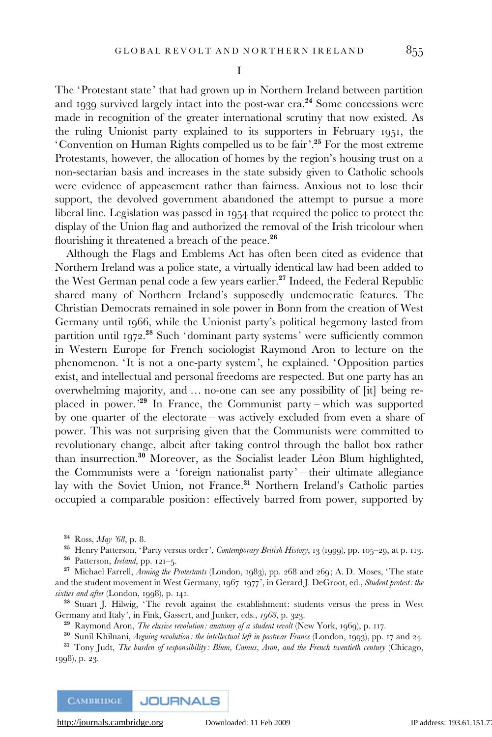# I

The 'Protestant state' that had grown up in Northern Ireland between partition and 1939 survived largely intact into the post-war era.[24] Some concessions were made in recognition of the greater international scrutiny that now existed. As the ruling Unionist party explained to its supporters in February 1951, the 'Convention on Human Rights compelled us to be fair'.[25] For the most extreme Protestants, however, the allocation of homes by the region's housing trust on a non-sectarian basis and increases in the state subsidy given to Catholic schools were evidence of appeasement rather than fairness. Anxious not to lose their support, the devolved government abandoned the attempt to pursue a more liberal line. Legislation was passed in 1954 that required the police to protect the display of the Union flag and authorized the removal of the Irish tricolour when flourishing it threatened a breach of the peace.[26]

Although the Flags and Emblems Act has often been cited as evidence that Northern Ireland was a police state, a virtually identical law had been added to the West German penal code a few years earlier.[27] Indeed, the Federal Republic shared many of Northern Ireland's supposedly undemocratic features. The Christian Democrats remained in sole power in Bonn from the creation of West Germany until 1966, while the Unionist party's political hegemony lasted from partition until 1972.[28] Such 'dominant party systems' were sufficiently common in Western Europe for French sociologist Raymond Aron to lecture on the phenomenon. 'It is not a one-party system', he explained. 'Opposition parties exist, and intellectual and personal freedoms are respected. But one party has an overwhelming majority, and … no-one can see any possibility of [it] being replaced in power.'[29] In France, the Communist party – which was supported by one quarter of the electorate – was actively excluded from even a share of power. This was not surprising given that the Communists were committed to revolutionary change, albeit after taking control through the ballot box rather than insurrection.[30] Moreover, as the Socialist leader Léon Blum highlighted, the Communists were a 'foreign nationalist party' – their ultimate allegiance lay with the Soviet Union, not France.[31] Northern Ireland's Catholic parties occupied a comparable position: effectively barred from power, supported by

[24] Ross, *May '68*, p. 8.

[25] Henry Patterson, 'Party versus order', *Contemporary British History*, 13 (1999), pp. 105–29, at p. 113.

[26] Patterson, *Ireland*, pp. 121–5.

[27] Michael Farrell, *Arming the Protestants* (London, 1983), pp. 268 and 269; A. D. Moses, 'The state and the student movement in West Germany, 1967–1977', in Gerard J. DeGroot, ed., *Student protest: the sixties and after* (London, 1998), p. 141.

[28] Stuart J. Hilwig, 'The revolt against the establishment: students versus the press in West Germany and Italy', in Fink, Gassert, and Junker, eds., *1968*, p. 323.

[29] Raymond Aron, *The elusive revolution: anatomy of a student revolt* (New York, 1969), p. 117.

[30] Sunil Khilnani, *Arguing revolution: the intellectual left in postwar France* (London, 1993), pp. 17 and 24.

[31] Tony Judt, *The burden of responsibility: Blum, Camus, Aron, and the French twentieth century* (Chicago, 1998), p. 23.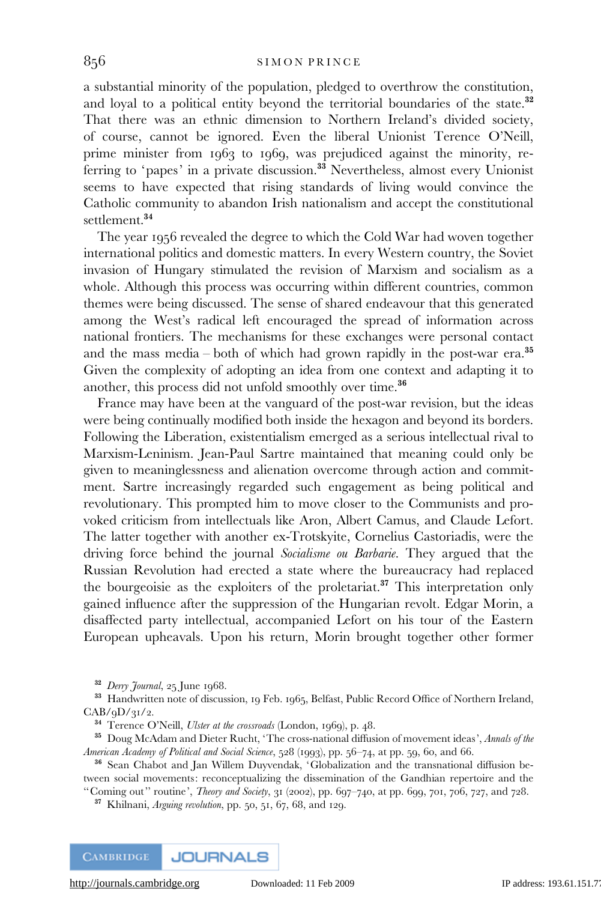a substantial minority of the population, pledged to overthrow the constitution, and loyal to a political entity beyond the territorial boundaries of the state.[32] That there was an ethnic dimension to Northern Ireland's divided society, of course, cannot be ignored. Even the liberal Unionist Terence O'Neill, prime minister from 1963 to 1969, was prejudiced against the minority, referring to 'papes' in a private discussion.[33] Nevertheless, almost every Unionist seems to have expected that rising standards of living would convince the Catholic community to abandon Irish nationalism and accept the constitutional settlement.[34]

The year 1956 revealed the degree to which the Cold War had woven together international politics and domestic matters. In every Western country, the Soviet invasion of Hungary stimulated the revision of Marxism and socialism as a whole. Although this process was occurring within different countries, common themes were being discussed. The sense of shared endeavour that this generated among the West's radical left encouraged the spread of information across national frontiers. The mechanisms for these exchanges were personal contact and the mass media – both of which had grown rapidly in the post-war era.[35] Given the complexity of adopting an idea from one context and adapting it to another, this process did not unfold smoothly over time.[36]

France may have been at the vanguard of the post-war revision, but the ideas were being continually modified both inside the hexagon and beyond its borders. Following the Liberation, existentialism emerged as a serious intellectual rival to Marxism-Leninism. Jean-Paul Sartre maintained that meaning could only be given to meaninglessness and alienation overcome through action and commitment. Sartre increasingly regarded such engagement as being political and revolutionary. This prompted him to move closer to the Communists and provoked criticism from intellectuals like Aron, Albert Camus, and Claude Lefort. The latter together with another ex-Trotskyite, Cornelius Castoriadis, were the driving force behind the journal *Socialisme ou Barbarie*. They argued that the Russian Revolution had erected a state where the bureaucracy had replaced the bourgeoisie as the exploiters of the proletariat.[37] This interpretation only gained influence after the suppression of the Hungarian revolt. Edgar Morin, a disaffected party intellectual, accompanied Lefort on his tour of the Eastern European upheavals. Upon his return, Morin brought together other former

---

[32] *Derry Journal*, 25 June 1968.

[33] Handwritten note of discussion, 19 Feb. 1965, Belfast, Public Record Office of Northern Ireland, CAB/9D/31/2.

[34] Terence O'Neill, *Ulster at the crossroads* (London, 1969), p. 48.

[35] Doug McAdam and Dieter Rucht, 'The cross-national diffusion of movement ideas', *Annals of the American Academy of Political and Social Science*, 528 (1993), pp. 56–74, at pp. 59, 60, and 66.

[36] Sean Chabot and Jan Willem Duyvendak, 'Globalization and the transnational diffusion between social movements: reconceptualizing the dissemination of the Gandhian repertoire and the "Coming out" routine', *Theory and Society*, 31 (2002), pp. 697–740, at pp. 699, 701, 706, 727, and 728.

[37] Khilnani, *Arguing revolution*, pp. 50, 51, 67, 68, and 129.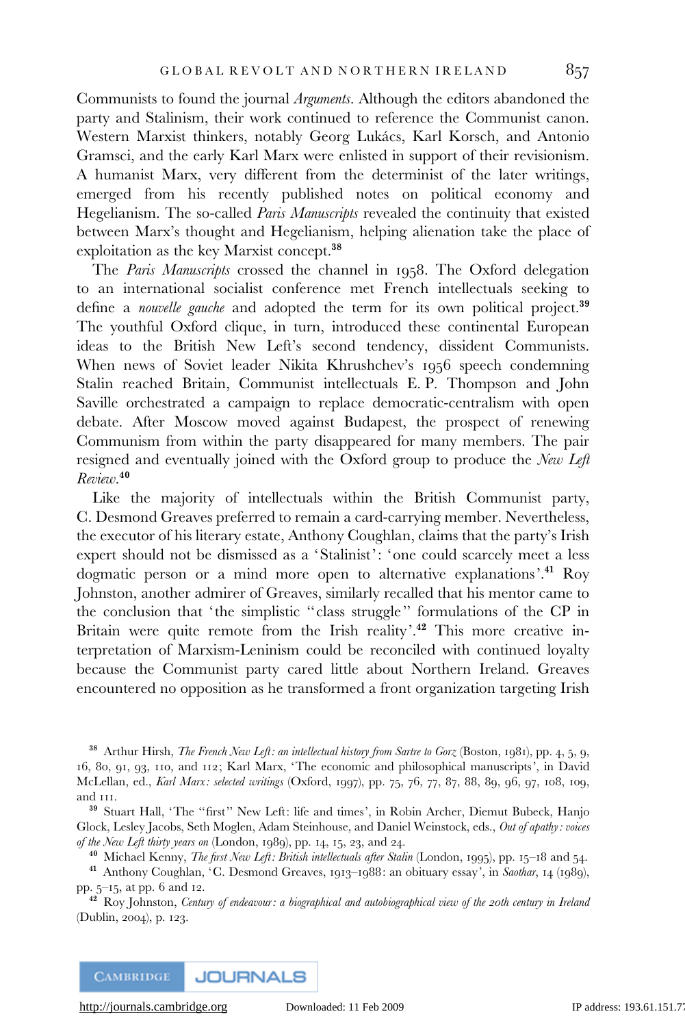Communists to found the journal *Arguments*. Although the editors abandoned the party and Stalinism, their work continued to reference the Communist canon. Western Marxist thinkers, notably Georg Lukács, Karl Korsch, and Antonio Gramsci, and the early Karl Marx were enlisted in support of their revisionism. A humanist Marx, very different from the determinist of the later writings, emerged from his recently published notes on political economy and Hegelianism. The so-called *Paris Manuscripts* revealed the continuity that existed between Marx's thought and Hegelianism, helping alienation take the place of exploitation as the key Marxist concept.[38]

The *Paris Manuscripts* crossed the channel in 1958. The Oxford delegation to an international socialist conference met French intellectuals seeking to define a *nouvelle gauche* and adopted the term for its own political project.[39] The youthful Oxford clique, in turn, introduced these continental European ideas to the British New Left's second tendency, dissident Communists. When news of Soviet leader Nikita Khrushchev's 1956 speech condemning Stalin reached Britain, Communist intellectuals E. P. Thompson and John Saville orchestrated a campaign to replace democratic-centralism with open debate. After Moscow moved against Budapest, the prospect of renewing Communism from within the party disappeared for many members. The pair resigned and eventually joined with the Oxford group to produce the *New Left Review*.[40]

Like the majority of intellectuals within the British Communist party, C. Desmond Greaves preferred to remain a card-carrying member. Nevertheless, the executor of his literary estate, Anthony Coughlan, claims that the party's Irish expert should not be dismissed as a 'Stalinist': 'one could scarcely meet a less dogmatic person or a mind more open to alternative explanations'.[41] Roy Johnston, another admirer of Greaves, similarly recalled that his mentor came to the conclusion that 'the simplistic "class struggle" formulations of the CP in Britain were quite remote from the Irish reality'.[42] This more creative interpretation of Marxism-Leninism could be reconciled with continued loyalty because the Communist party cared little about Northern Ireland. Greaves encountered no opposition as he transformed a front organization targeting Irish

---

[38] Arthur Hirsh, *The French New Left: an intellectual history from Sartre to Gorz* (Boston, 1981), pp. 4, 5, 9, 16, 80, 91, 93, 110, and 112; Karl Marx, 'The economic and philosophical manuscripts', in David McLellan, ed., *Karl Marx: selected writings* (Oxford, 1997), pp. 75, 76, 77, 87, 88, 89, 96, 97, 108, 109, and 111.

[39] Stuart Hall, 'The "first" New Left: life and times', in Robin Archer, Diemut Bubeck, Hanjo Glock, Lesley Jacobs, Seth Moglen, Adam Steinhouse, and Daniel Weinstock, eds., *Out of apathy: voices of the New Left thirty years on* (London, 1989), pp. 14, 15, 23, and 24.

[40] Michael Kenny, *The first New Left: British intellectuals after Stalin* (London, 1995), pp. 15–18 and 54.

[41] Anthony Coughlan, 'C. Desmond Greaves, 1913–1988: an obituary essay', in *Saothar*, 14 (1989), pp. 5–15, at pp. 6 and 12.

[42] Roy Johnston, *Century of endeavour: a biographical and autobiographical view of the 20th century in Ireland* (Dublin, 2004), p. 123.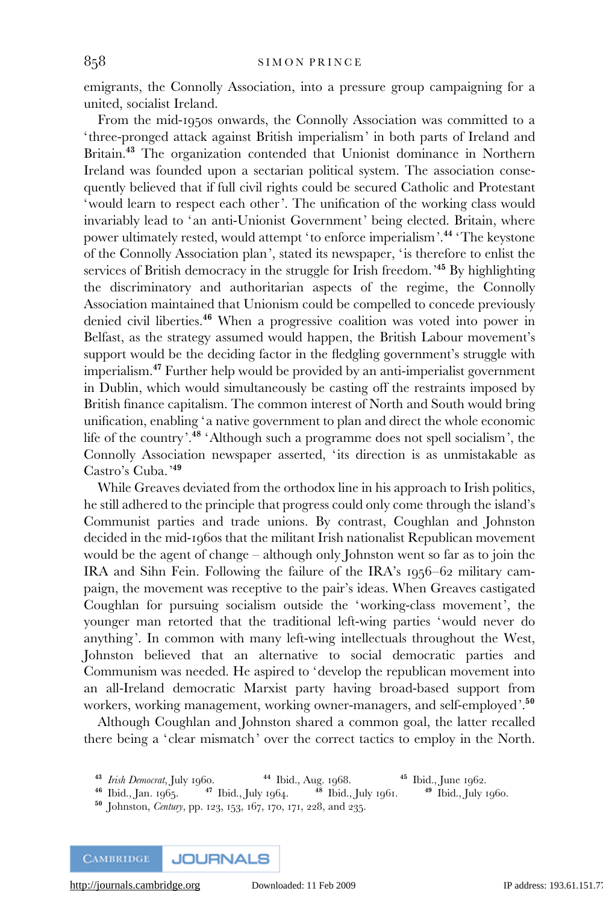emigrants, the Connolly Association, into a pressure group campaigning for a united, socialist Ireland.

From the mid-1950s onwards, the Connolly Association was committed to a 'three-pronged attack against British imperialism' in both parts of Ireland and Britain.[43] The organization contended that Unionist dominance in Northern Ireland was founded upon a sectarian political system. The association consequently believed that if full civil rights could be secured Catholic and Protestant 'would learn to respect each other'. The unification of the working class would invariably lead to 'an anti-Unionist Government' being elected. Britain, where power ultimately rested, would attempt 'to enforce imperialism'.[44] 'The keystone of the Connolly Association plan', stated its newspaper, 'is therefore to enlist the services of British democracy in the struggle for Irish freedom.'[45] By highlighting the discriminatory and authoritarian aspects of the regime, the Connolly Association maintained that Unionism could be compelled to concede previously denied civil liberties.[46] When a progressive coalition was voted into power in Belfast, as the strategy assumed would happen, the British Labour movement's support would be the deciding factor in the fledgling government's struggle with imperialism.[47] Further help would be provided by an anti-imperialist government in Dublin, which would simultaneously be casting off the restraints imposed by British finance capitalism. The common interest of North and South would bring unification, enabling 'a native government to plan and direct the whole economic life of the country'.[48] 'Although such a programme does not spell socialism', the Connolly Association newspaper asserted, 'its direction is as unmistakable as Castro's Cuba.'[49]

While Greaves deviated from the orthodox line in his approach to Irish politics, he still adhered to the principle that progress could only come through the island's Communist parties and trade unions. By contrast, Coughlan and Johnston decided in the mid-1960s that the militant Irish nationalist Republican movement would be the agent of change – although only Johnston went so far as to join the IRA and Sihn Fein. Following the failure of the IRA's 1956–62 military campaign, the movement was receptive to the pair's ideas. When Greaves castigated Coughlan for pursuing socialism outside the 'working-class movement', the younger man retorted that the traditional left-wing parties 'would never do anything'. In common with many left-wing intellectuals throughout the West, Johnston believed that an alternative to social democratic parties and Communism was needed. He aspired to 'develop the republican movement into an all-Ireland democratic Marxist party having broad-based support from workers, working management, working owner-managers, and self-employed'.[50]

Although Coughlan and Johnston shared a common goal, the latter recalled there being a 'clear mismatch' over the correct tactics to employ in the North.

[43] *Irish Democrat*, July 1960. [44] Ibid., Aug. 1968. [45] Ibid., June 1962.
[46] Ibid., Jan. 1965. [47] Ibid., July 1964. [48] Ibid., July 1961. [49] Ibid., July 1960.
[50] Johnston, *Century*, pp. 123, 153, 167, 170, 171, 228, and 235.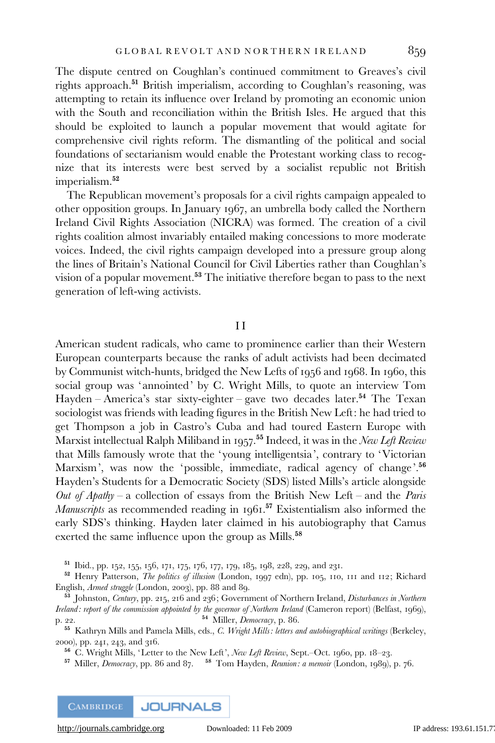The dispute centred on Coughlan's continued commitment to Greaves's civil rights approach.[51] British imperialism, according to Coughlan's reasoning, was attempting to retain its influence over Ireland by promoting an economic union with the South and reconciliation within the British Isles. He argued that this should be exploited to launch a popular movement that would agitate for comprehensive civil rights reform. The dismantling of the political and social foundations of sectarianism would enable the Protestant working class to recognize that its interests were best served by a socialist republic not British imperialism.[52]

The Republican movement's proposals for a civil rights campaign appealed to other opposition groups. In January 1967, an umbrella body called the Northern Ireland Civil Rights Association (NICRA) was formed. The creation of a civil rights coalition almost invariably entailed making concessions to more moderate voices. Indeed, the civil rights campaign developed into a pressure group along the lines of Britain's National Council for Civil Liberties rather than Coughlan's vision of a popular movement.[53] The initiative therefore began to pass to the next generation of left-wing activists.

## II

American student radicals, who came to prominence earlier than their Western European counterparts because the ranks of adult activists had been decimated by Communist witch-hunts, bridged the New Lefts of 1956 and 1968. In 1960, this social group was 'annointed' by C. Wright Mills, to quote an interview Tom Hayden – America's star sixty-eighter – gave two decades later.[54] The Texan sociologist was friends with leading figures in the British New Left: he had tried to get Thompson a job in Castro's Cuba and had toured Eastern Europe with Marxist intellectual Ralph Miliband in 1957.[55] Indeed, it was in the *New Left Review* that Mills famously wrote that the 'young intelligentsia', contrary to 'Victorian Marxism', was now the 'possible, immediate, radical agency of change'.[56] Hayden's Students for a Democratic Society (SDS) listed Mills's article alongside *Out of Apathy* – a collection of essays from the British New Left – and the *Paris Manuscripts* as recommended reading in 1961.[57] Existentialism also informed the early SDS's thinking. Hayden later claimed in his autobiography that Camus exerted the same influence upon the group as Mills.[58]

---

[51] Ibid., pp. 152, 155, 156, 171, 175, 176, 177, 179, 185, 198, 228, 229, and 231.

[52] Henry Patterson, *The politics of illusion* (London, 1997 edn), pp. 105, 110, 111 and 112; Richard English, *Armed struggle* (London, 2003), pp. 88 and 89.

[53] Johnston, *Century*, pp. 215, 216 and 236; Government of Northern Ireland, *Disturbances in Northern Ireland: report of the commission appointed by the governor of Northern Ireland* (Cameron report) (Belfast, 1969), p. 22.

[54] Miller, *Democracy*, p. 86.

[55] Kathryn Mills and Pamela Mills, eds., *C. Wright Mills: letters and autobiographical writings* (Berkeley, 2000), pp. 241, 243, and 316.

[56] C. Wright Mills, 'Letter to the New Left', *New Left Review*, Sept.–Oct. 1960, pp. 18–23.

[57] Miller, *Democracy*, pp. 86 and 87.

[58] Tom Hayden, *Reunion: a memoir* (London, 1989), p. 76.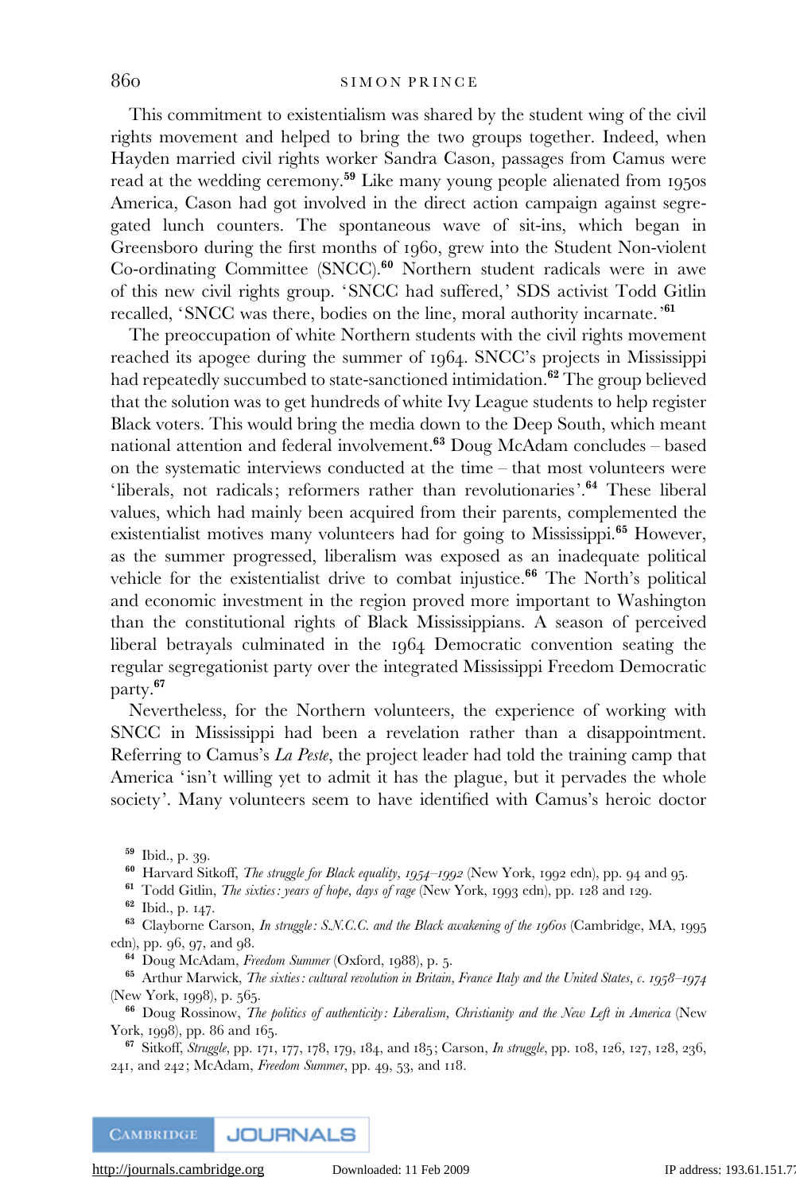This commitment to existentialism was shared by the student wing of the civil rights movement and helped to bring the two groups together. Indeed, when Hayden married civil rights worker Sandra Cason, passages from Camus were read at the wedding ceremony.[59] Like many young people alienated from 1950s America, Cason had got involved in the direct action campaign against segregated lunch counters. The spontaneous wave of sit-ins, which began in Greensboro during the first months of 1960, grew into the Student Non-violent Co-ordinating Committee (SNCC).[60] Northern student radicals were in awe of this new civil rights group. 'SNCC had suffered,' SDS activist Todd Gitlin recalled, 'SNCC was there, bodies on the line, moral authority incarnate.'[61]

The preoccupation of white Northern students with the civil rights movement reached its apogee during the summer of 1964. SNCC's projects in Mississippi had repeatedly succumbed to state-sanctioned intimidation.[62] The group believed that the solution was to get hundreds of white Ivy League students to help register Black voters. This would bring the media down to the Deep South, which meant national attention and federal involvement.[63] Doug McAdam concludes – based on the systematic interviews conducted at the time – that most volunteers were 'liberals, not radicals; reformers rather than revolutionaries'.[64] These liberal values, which had mainly been acquired from their parents, complemented the existentialist motives many volunteers had for going to Mississippi.[65] However, as the summer progressed, liberalism was exposed as an inadequate political vehicle for the existentialist drive to combat injustice.[66] The North's political and economic investment in the region proved more important to Washington than the constitutional rights of Black Mississippians. A season of perceived liberal betrayals culminated in the 1964 Democratic convention seating the regular segregationist party over the integrated Mississippi Freedom Democratic party.[67]

Nevertheless, for the Northern volunteers, the experience of working with SNCC in Mississippi had been a revelation rather than a disappointment. Referring to Camus's *La Peste*, the project leader had told the training camp that America 'isn't willing yet to admit it has the plague, but it pervades the whole society'. Many volunteers seem to have identified with Camus's heroic doctor

---

[59] Ibid., p. 39.

[60] Harvard Sitkoff, *The struggle for Black equality, 1954–1992* (New York, 1992 edn), pp. 94 and 95.

[61] Todd Gitlin, *The sixties: years of hope, days of rage* (New York, 1993 edn), pp. 128 and 129.

[62] Ibid., p. 147.

[63] Clayborne Carson, *In struggle: S.N.C.C. and the Black awakening of the 1960s* (Cambridge, MA, 1995 edn), pp. 96, 97, and 98.

[64] Doug McAdam, *Freedom Summer* (Oxford, 1988), p. 5.

[65] Arthur Marwick, *The sixties: cultural revolution in Britain, France Italy and the United States, c. 1958–1974* (New York, 1998), p. 565.

[66] Doug Rossinow, *The politics of authenticity: Liberalism, Christianity and the New Left in America* (New York, 1998), pp. 86 and 165.

[67] Sitkoff, *Struggle*, pp. 171, 177, 178, 179, 184, and 185; Carson, *In struggle*, pp. 108, 126, 127, 128, 236, 241, and 242; McAdam, *Freedom Summer*, pp. 49, 53, and 118.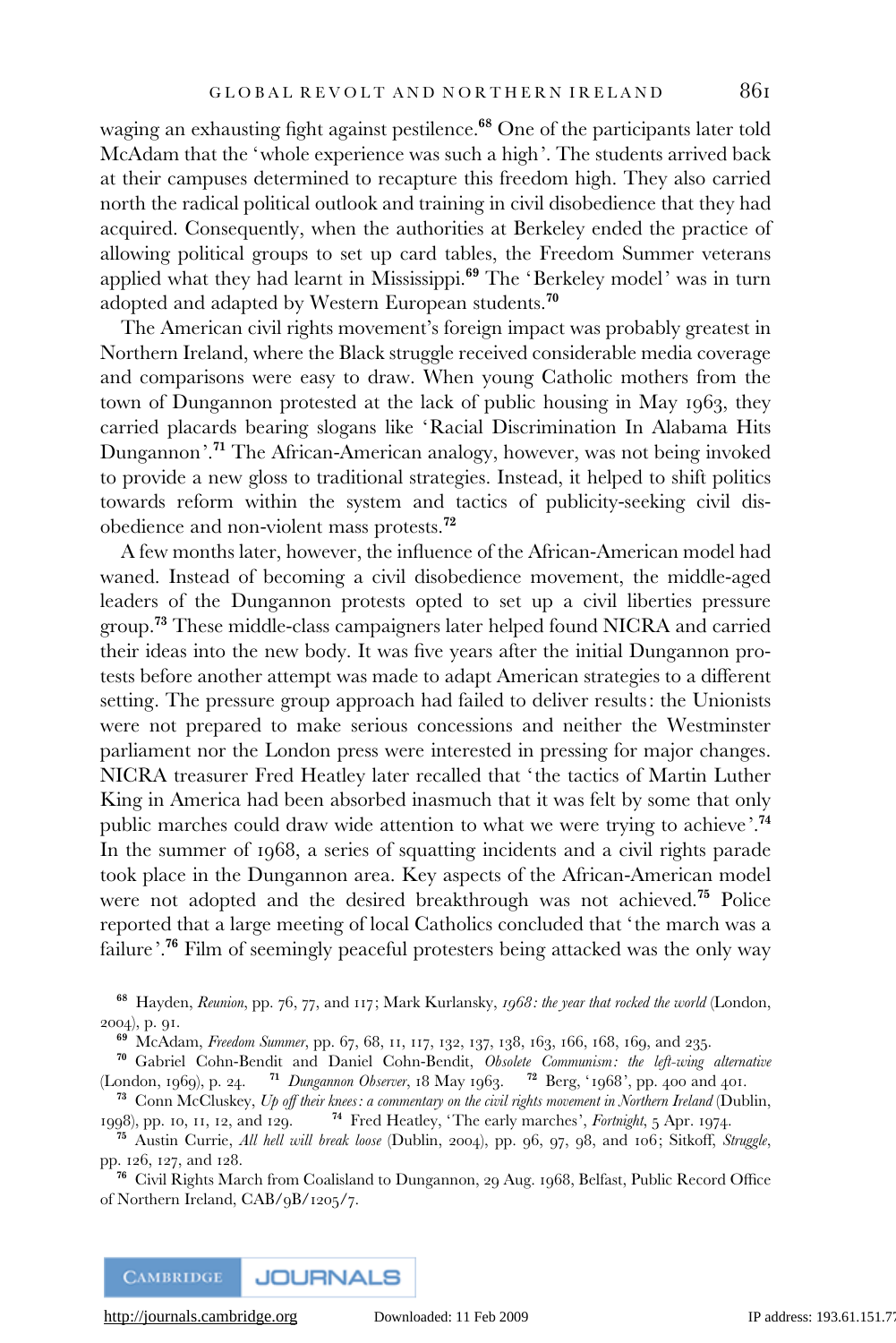waging an exhausting fight against pestilence.[68] One of the participants later told McAdam that the 'whole experience was such a high'. The students arrived back at their campuses determined to recapture this freedom high. They also carried north the radical political outlook and training in civil disobedience that they had acquired. Consequently, when the authorities at Berkeley ended the practice of allowing political groups to set up card tables, the Freedom Summer veterans applied what they had learnt in Mississippi.[69] The 'Berkeley model' was in turn adopted and adapted by Western European students.[70]

The American civil rights movement's foreign impact was probably greatest in Northern Ireland, where the Black struggle received considerable media coverage and comparisons were easy to draw. When young Catholic mothers from the town of Dungannon protested at the lack of public housing in May 1963, they carried placards bearing slogans like 'Racial Discrimination In Alabama Hits Dungannon'.[71] The African-American analogy, however, was not being invoked to provide a new gloss to traditional strategies. Instead, it helped to shift politics towards reform within the system and tactics of publicity-seeking civil disobedience and non-violent mass protests.[72]

A few months later, however, the influence of the African-American model had waned. Instead of becoming a civil disobedience movement, the middle-aged leaders of the Dungannon protests opted to set up a civil liberties pressure group.[73] These middle-class campaigners later helped found NICRA and carried their ideas into the new body. It was five years after the initial Dungannon protests before another attempt was made to adapt American strategies to a different setting. The pressure group approach had failed to deliver results: the Unionists were not prepared to make serious concessions and neither the Westminster parliament nor the London press were interested in pressing for major changes. NICRA treasurer Fred Heatley later recalled that 'the tactics of Martin Luther King in America had been absorbed inasmuch that it was felt by some that only public marches could draw wide attention to what we were trying to achieve'.[74] In the summer of 1968, a series of squatting incidents and a civil rights parade took place in the Dungannon area. Key aspects of the African-American model were not adopted and the desired breakthrough was not achieved.[75] Police reported that a large meeting of local Catholics concluded that 'the march was a failure'.[76] Film of seemingly peaceful protesters being attacked was the only way

---

[68] Hayden, *Reunion*, pp. 76, 77, and 117; Mark Kurlansky, *1968: the year that rocked the world* (London, 2004), p. 91.

[69] McAdam, *Freedom Summer*, pp. 67, 68, 11, 117, 132, 137, 138, 163, 166, 168, 169, and 235.

[70] Gabriel Cohn-Bendit and Daniel Cohn-Bendit, *Obsolete Communism: the left-wing alternative* (London, 1969), p. 24.

[71] *Dungannon Observer*, 18 May 1963.

[72] Berg, '1968', pp. 400 and 401.

[73] Conn McCluskey, *Up off their knees: a commentary on the civil rights movement in Northern Ireland* (Dublin, 1998), pp. 10, 11, 12, and 129.

[74] Fred Heatley, 'The early marches', *Fortnight*, 5 Apr. 1974.

[75] Austin Currie, *All hell will break loose* (Dublin, 2004), pp. 96, 97, 98, and 106; Sitkoff, *Struggle*, pp. 126, 127, and 128.

[76] Civil Rights March from Coalisland to Dungannon, 29 Aug. 1968, Belfast, Public Record Office of Northern Ireland, CAB/9B/1205/7.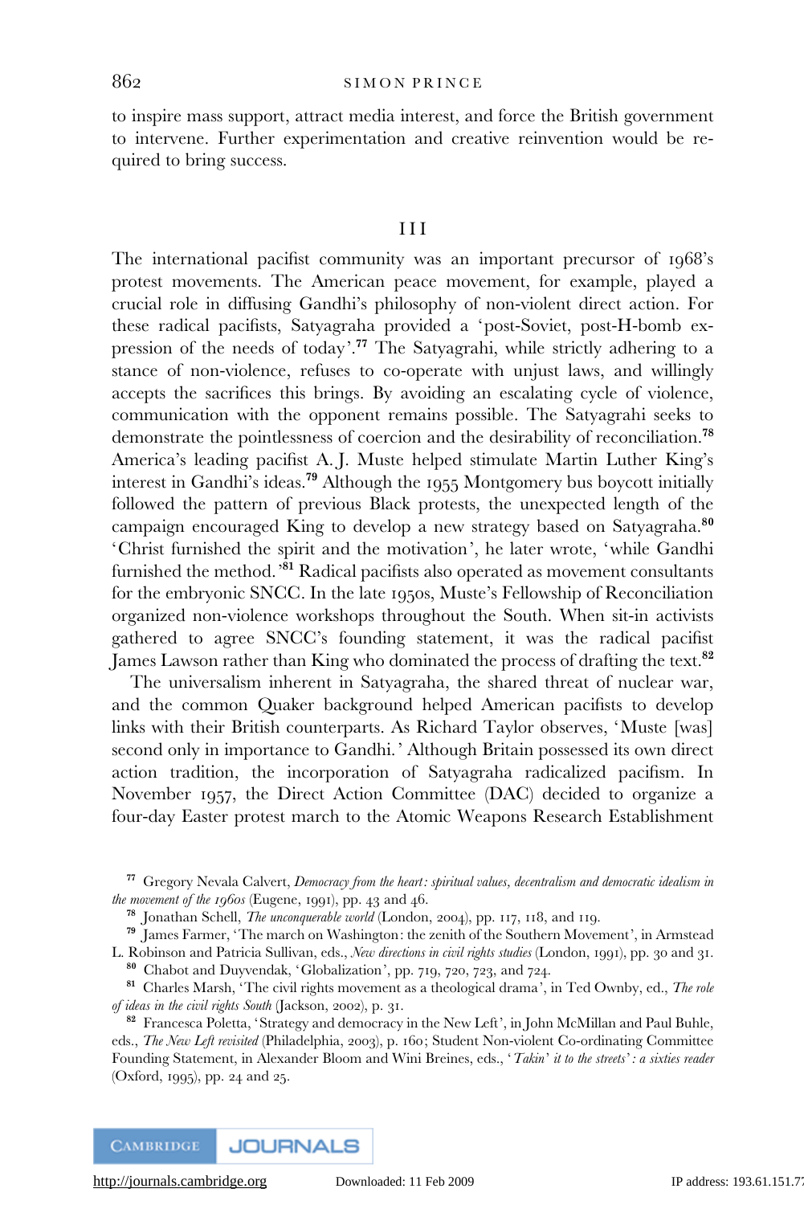to inspire mass support, attract media interest, and force the British government to intervene. Further experimentation and creative reinvention would be required to bring success.

## III

The international pacifist community was an important precursor of 1968's protest movements. The American peace movement, for example, played a crucial role in diffusing Gandhi's philosophy of non-violent direct action. For these radical pacifists, Satyagraha provided a 'post-Soviet, post-H-bomb expression of the needs of today'.[77] The Satyagrahi, while strictly adhering to a stance of non-violence, refuses to co-operate with unjust laws, and willingly accepts the sacrifices this brings. By avoiding an escalating cycle of violence, communication with the opponent remains possible. The Satyagrahi seeks to demonstrate the pointlessness of coercion and the desirability of reconciliation.[78] America's leading pacifist A. J. Muste helped stimulate Martin Luther King's interest in Gandhi's ideas.[79] Although the 1955 Montgomery bus boycott initially followed the pattern of previous Black protests, the unexpected length of the campaign encouraged King to develop a new strategy based on Satyagraha.[80] 'Christ furnished the spirit and the motivation', he later wrote, 'while Gandhi furnished the method.'[81] Radical pacifists also operated as movement consultants for the embryonic SNCC. In the late 1950s, Muste's Fellowship of Reconciliation organized non-violence workshops throughout the South. When sit-in activists gathered to agree SNCC's founding statement, it was the radical pacifist James Lawson rather than King who dominated the process of drafting the text.[82]

The universalism inherent in Satyagraha, the shared threat of nuclear war, and the common Quaker background helped American pacifists to develop links with their British counterparts. As Richard Taylor observes, 'Muste [was] second only in importance to Gandhi.' Although Britain possessed its own direct action tradition, the incorporation of Satyagraha radicalized pacifism. In November 1957, the Direct Action Committee (DAC) decided to organize a four-day Easter protest march to the Atomic Weapons Research Establishment

[77] Gregory Nevala Calvert, *Democracy from the heart: spiritual values, decentralism and democratic idealism in the movement of the 1960s* (Eugene, 1991), pp. 43 and 46.

[78] Jonathan Schell, *The unconquerable world* (London, 2004), pp. 117, 118, and 119.

[79] James Farmer, 'The march on Washington: the zenith of the Southern Movement', in Armstead L. Robinson and Patricia Sullivan, eds., *New directions in civil rights studies* (London, 1991), pp. 30 and 31.

[80] Chabot and Duyvendak, 'Globalization', pp. 719, 720, 723, and 724.

[81] Charles Marsh, 'The civil rights movement as a theological drama', in Ted Ownby, ed., *The role of ideas in the civil rights South* (Jackson, 2002), p. 31.

[82] Francesca Poletta, 'Strategy and democracy in the New Left', in John McMillan and Paul Buhle, eds., *The New Left revisited* (Philadelphia, 2003), p. 160; Student Non-violent Co-ordinating Committee Founding Statement, in Alexander Bloom and Wini Breines, eds., '*Takin' it to the streets': a sixties reader* (Oxford, 1995), pp. 24 and 25.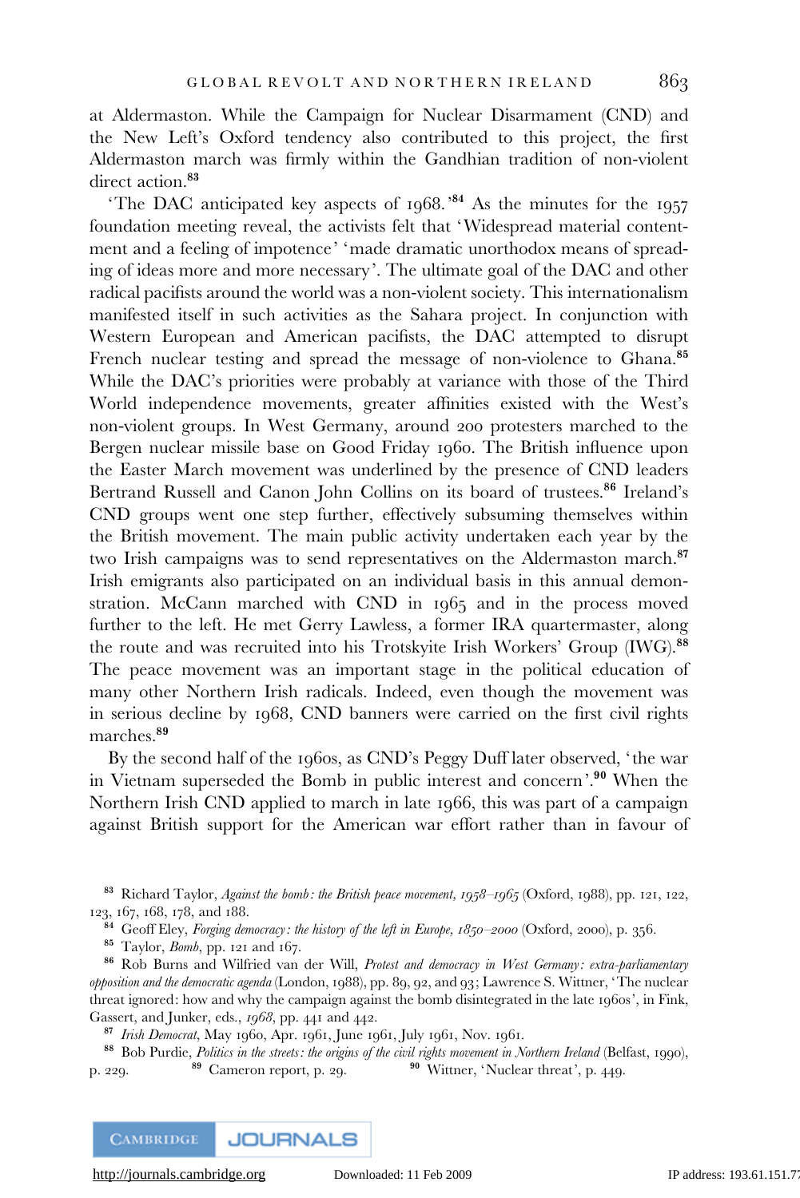at Aldermaston. While the Campaign for Nuclear Disarmament (CND) and the New Left's Oxford tendency also contributed to this project, the first Aldermaston march was firmly within the Gandhian tradition of non-violent direct action.[83]

'The DAC anticipated key aspects of 1968.'[84] As the minutes for the 1957 foundation meeting reveal, the activists felt that 'Widespread material contentment and a feeling of impotence' 'made dramatic unorthodox means of spreading of ideas more and more necessary'. The ultimate goal of the DAC and other radical pacifists around the world was a non-violent society. This internationalism manifested itself in such activities as the Sahara project. In conjunction with Western European and American pacifists, the DAC attempted to disrupt French nuclear testing and spread the message of non-violence to Ghana.[85] While the DAC's priorities were probably at variance with those of the Third World independence movements, greater affinities existed with the West's non-violent groups. In West Germany, around 200 protesters marched to the Bergen nuclear missile base on Good Friday 1960. The British influence upon the Easter March movement was underlined by the presence of CND leaders Bertrand Russell and Canon John Collins on its board of trustees.[86] Ireland's CND groups went one step further, effectively subsuming themselves within the British movement. The main public activity undertaken each year by the two Irish campaigns was to send representatives on the Aldermaston march.[87] Irish emigrants also participated on an individual basis in this annual demonstration. McCann marched with CND in 1965 and in the process moved further to the left. He met Gerry Lawless, a former IRA quartermaster, along the route and was recruited into his Trotskyite Irish Workers' Group (IWG).[88] The peace movement was an important stage in the political education of many other Northern Irish radicals. Indeed, even though the movement was in serious decline by 1968, CND banners were carried on the first civil rights marches.[89]

By the second half of the 1960s, as CND's Peggy Duff later observed, 'the war in Vietnam superseded the Bomb in public interest and concern'.[90] When the Northern Irish CND applied to march in late 1966, this was part of a campaign against British support for the American war effort rather than in favour of

---

[83] Richard Taylor, *Against the bomb: the British peace movement, 1958–1965* (Oxford, 1988), pp. 121, 122, 123, 167, 168, 178, and 188.

[84] Geoff Eley, *Forging democracy: the history of the left in Europe, 1850–2000* (Oxford, 2000), p. 356.

[85] Taylor, *Bomb*, pp. 121 and 167.

[86] Rob Burns and Wilfried van der Will, *Protest and democracy in West Germany: extra-parliamentary opposition and the democratic agenda* (London, 1988), pp. 89, 92, and 93; Lawrence S. Wittner, 'The nuclear threat ignored: how and why the campaign against the bomb disintegrated in the late 1960s', in Fink, Gassert, and Junker, eds., *1968*, pp. 441 and 442.

[87] *Irish Democrat*, May 1960, Apr. 1961, June 1961, July 1961, Nov. 1961.

[88] Bob Purdie, *Politics in the streets: the origins of the civil rights movement in Northern Ireland* (Belfast, 1990), p. 229.

[89] Cameron report, p. 29.

[90] Wittner, 'Nuclear threat', p. 449.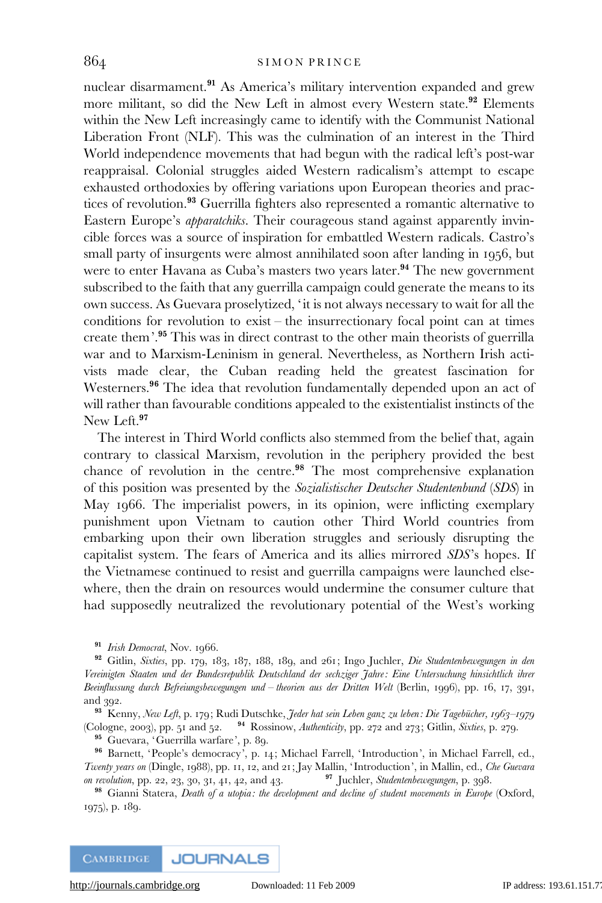nuclear disarmament.[91] As America's military intervention expanded and grew more militant, so did the New Left in almost every Western state.[92] Elements within the New Left increasingly came to identify with the Communist National Liberation Front (NLF). This was the culmination of an interest in the Third World independence movements that had begun with the radical left's post-war reappraisal. Colonial struggles aided Western radicalism's attempt to escape exhausted orthodoxies by offering variations upon European theories and practices of revolution.[93] Guerrilla fighters also represented a romantic alternative to Eastern Europe's *apparatchiks*. Their courageous stand against apparently invincible forces was a source of inspiration for embattled Western radicals. Castro's small party of insurgents were almost annihilated soon after landing in 1956, but were to enter Havana as Cuba's masters two years later.[94] The new government subscribed to the faith that any guerrilla campaign could generate the means to its own success. As Guevara proselytized, 'it is not always necessary to wait for all the conditions for revolution to exist – the insurrectionary focal point can at times create them'.[95] This was in direct contrast to the other main theorists of guerrilla war and to Marxism-Leninism in general. Nevertheless, as Northern Irish activists made clear, the Cuban reading held the greatest fascination for Westerners.[96] The idea that revolution fundamentally depended upon an act of will rather than favourable conditions appealed to the existentialist instincts of the New Left.[97]

The interest in Third World conflicts also stemmed from the belief that, again contrary to classical Marxism, revolution in the periphery provided the best chance of revolution in the centre.[98] The most comprehensive explanation of this position was presented by the *Sozialistischer Deutscher Studentenbund* (*SDS*) in May 1966. The imperialist powers, in its opinion, were inflicting exemplary punishment upon Vietnam to caution other Third World countries from embarking upon their own liberation struggles and seriously disrupting the capitalist system. The fears of America and its allies mirrored *SDS*'s hopes. If the Vietnamese continued to resist and guerrilla campaigns were launched elsewhere, then the drain on resources would undermine the consumer culture that had supposedly neutralized the revolutionary potential of the West's working

[91] *Irish Democrat*, Nov. 1966.

[92] Gitlin, *Sixties*, pp. 179, 183, 187, 188, 189, and 261; Ingo Juchler, *Die Studentenbewegungen in den Vereinigten Staaten und der Bundesrepublik Deutschland der sechziger Jahre: Eine Untersuchung hinsichtlich ihrer Beeinflussung durch Befreiungsbewegungen und – theorien aus der Dritten Welt* (Berlin, 1996), pp. 16, 17, 391, and 392.

[93] Kenny, *New Left*, p. 179; Rudi Dutschke, *Jeder hat sein Leben ganz zu leben: Die Tagebücher, 1963–1979* (Cologne, 2003), pp. 51 and 52.

[94] Rossinow, *Authenticity*, pp. 272 and 273; Gitlin, *Sixties*, p. 279.

[95] Guevara, 'Guerrilla warfare', p. 89.

[96] Barnett, 'People's democracy', p. 14; Michael Farrell, 'Introduction', in Michael Farrell, ed., *Twenty years on* (Dingle, 1988), pp. 11, 12, and 21; Jay Mallin, 'Introduction', in Mallin, ed., *Che Guevara on revolution*, pp. 22, 23, 30, 31, 41, 42, and 43.

[97] Juchler, *Studentenbewegungen*, p. 398.

[98] Gianni Statera, *Death of a utopia: the development and decline of student movements in Europe* (Oxford, 1975), p. 189.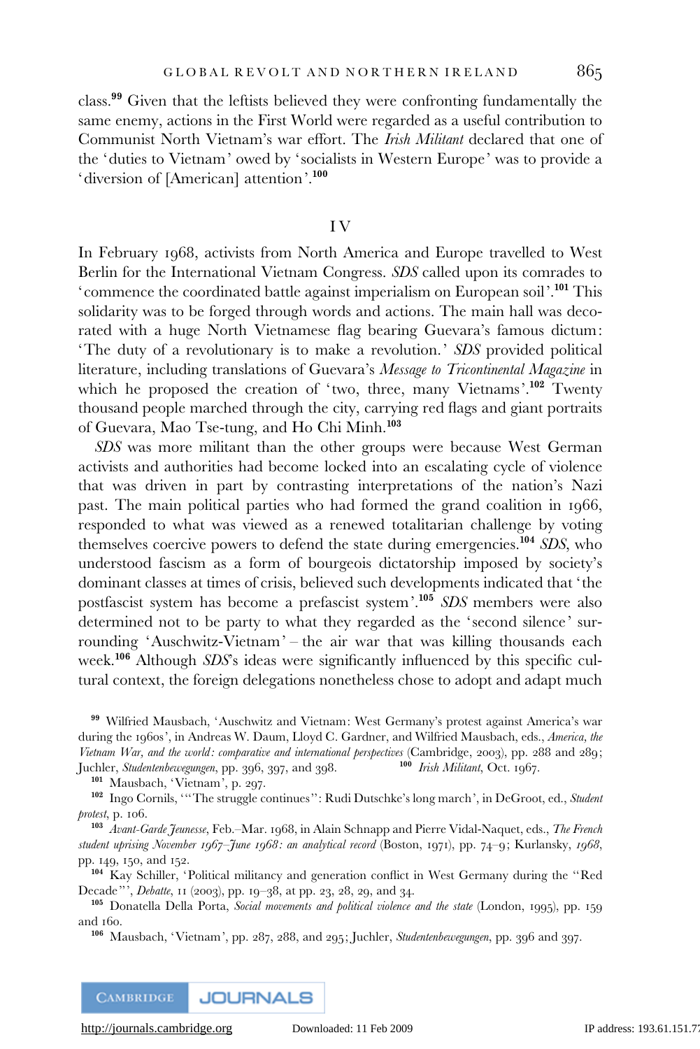class.[99] Given that the leftists believed they were confronting fundamentally the same enemy, actions in the First World were regarded as a useful contribution to Communist North Vietnam's war effort. The *Irish Militant* declared that one of the 'duties to Vietnam' owed by 'socialists in Western Europe' was to provide a 'diversion of [American] attention'.[100]

## IV

In February 1968, activists from North America and Europe travelled to West Berlin for the International Vietnam Congress. *SDS* called upon its comrades to 'commence the coordinated battle against imperialism on European soil'.[101] This solidarity was to be forged through words and actions. The main hall was decorated with a huge North Vietnamese flag bearing Guevara's famous dictum: 'The duty of a revolutionary is to make a revolution.' *SDS* provided political literature, including translations of Guevara's *Message to Tricontinental Magazine* in which he proposed the creation of 'two, three, many Vietnams'.[102] Twenty thousand people marched through the city, carrying red flags and giant portraits of Guevara, Mao Tse-tung, and Ho Chi Minh.[103]

*SDS* was more militant than the other groups were because West German activists and authorities had become locked into an escalating cycle of violence that was driven in part by contrasting interpretations of the nation's Nazi past. The main political parties who had formed the grand coalition in 1966, responded to what was viewed as a renewed totalitarian challenge by voting themselves coercive powers to defend the state during emergencies.[104] *SDS*, who understood fascism as a form of bourgeois dictatorship imposed by society's dominant classes at times of crisis, believed such developments indicated that 'the postfascist system has become a prefascist system'.[105] *SDS* members were also determined not to be party to what they regarded as the 'second silence' surrounding 'Auschwitz-Vietnam' – the air war that was killing thousands each week.[106] Although *SDS*'s ideas were significantly influenced by this specific cultural context, the foreign delegations nonetheless chose to adopt and adapt much

---

[99] Wilfried Mausbach, 'Auschwitz and Vietnam: West Germany's protest against America's war during the 1960s', in Andreas W. Daum, Lloyd C. Gardner, and Wilfried Mausbach, eds., *America, the Vietnam War, and the world: comparative and international perspectives* (Cambridge, 2003), pp. 288 and 289; Juchler, *Studentenbewegungen*, pp. 396, 397, and 398.

[100] *Irish Militant*, Oct. 1967.

[101] Mausbach, 'Vietnam', p. 297.

[102] Ingo Cornils, '"The struggle continues": Rudi Dutschke's long march', in DeGroot, ed., *Student protest*, p. 106.

[103] *Avant-Garde Jeunesse*, Feb.–Mar. 1968, in Alain Schnapp and Pierre Vidal-Naquet, eds., *The French student uprising November 1967–June 1968: an analytical record* (Boston, 1971), pp. 74–9; Kurlansky, *1968*, pp. 149, 150, and 152.

[104] Kay Schiller, 'Political militancy and generation conflict in West Germany during the "Red Decade"', *Debatte*, 11 (2003), pp. 19–38, at pp. 23, 28, 29, and 34.

[105] Donatella Della Porta, *Social movements and political violence and the state* (London, 1995), pp. 159 and 160.

[106] Mausbach, 'Vietnam', pp. 287, 288, and 295; Juchler, *Studentenbewegungen*, pp. 396 and 397.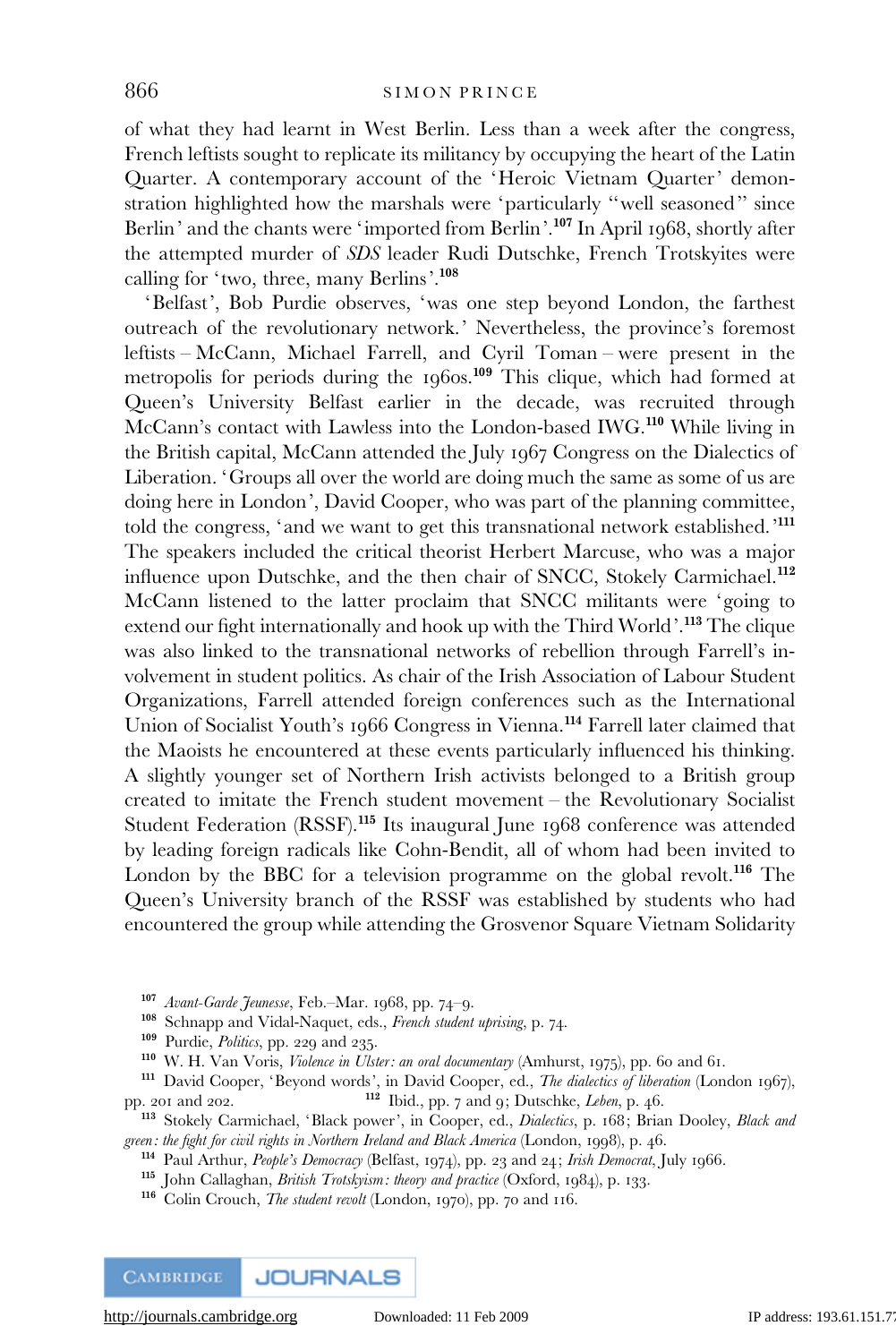of what they had learnt in West Berlin. Less than a week after the congress, French leftists sought to replicate its militancy by occupying the heart of the Latin Quarter. A contemporary account of the 'Heroic Vietnam Quarter' demonstration highlighted how the marshals were 'particularly "well seasoned" since Berlin' and the chants were 'imported from Berlin'.[107] In April 1968, shortly after the attempted murder of *SDS* leader Rudi Dutschke, French Trotskyites were calling for 'two, three, many Berlins'.[108]

'Belfast', Bob Purdie observes, 'was one step beyond London, the farthest outreach of the revolutionary network.' Nevertheless, the province's foremost leftists – McCann, Michael Farrell, and Cyril Toman – were present in the metropolis for periods during the 1960s.[109] This clique, which had formed at Queen's University Belfast earlier in the decade, was recruited through McCann's contact with Lawless into the London-based IWG.[110] While living in the British capital, McCann attended the July 1967 Congress on the Dialectics of Liberation. 'Groups all over the world are doing much the same as some of us are doing here in London', David Cooper, who was part of the planning committee, told the congress, 'and we want to get this transnational network established.'[111] The speakers included the critical theorist Herbert Marcuse, who was a major influence upon Dutschke, and the then chair of SNCC, Stokely Carmichael.[112] McCann listened to the latter proclaim that SNCC militants were 'going to extend our fight internationally and hook up with the Third World'.[113] The clique was also linked to the transnational networks of rebellion through Farrell's involvement in student politics. As chair of the Irish Association of Labour Student Organizations, Farrell attended foreign conferences such as the International Union of Socialist Youth's 1966 Congress in Vienna.[114] Farrell later claimed that the Maoists he encountered at these events particularly influenced his thinking. A slightly younger set of Northern Irish activists belonged to a British group created to imitate the French student movement – the Revolutionary Socialist Student Federation (RSSF).[115] Its inaugural June 1968 conference was attended by leading foreign radicals like Cohn-Bendit, all of whom had been invited to London by the BBC for a television programme on the global revolt.[116] The Queen's University branch of the RSSF was established by students who had encountered the group while attending the Grosvenor Square Vietnam Solidarity

[107] *Avant-Garde Jeunesse*, Feb.–Mar. 1968, pp. 74–9.

[108] Schnapp and Vidal-Naquet, eds., *French student uprising*, p. 74.

[109] Purdie, *Politics*, pp. 229 and 235.

[110] W. H. Van Voris, *Violence in Ulster: an oral documentary* (Amhurst, 1975), pp. 60 and 61.

[111] David Cooper, 'Beyond words', in David Cooper, ed., *The dialectics of liberation* (London 1967), pp. 201 and 202.

[112] Ibid., pp. 7 and 9; Dutschke, *Leben*, p. 46.

[113] Stokely Carmichael, 'Black power', in Cooper, ed., *Dialectics*, p. 168; Brian Dooley, *Black and green: the fight for civil rights in Northern Ireland and Black America* (London, 1998), p. 46.

[114] Paul Arthur, *People's Democracy* (Belfast, 1974), pp. 23 and 24; *Irish Democrat*, July 1966.

[115] John Callaghan, *British Trotskyism: theory and practice* (Oxford, 1984), p. 133.

[116] Colin Crouch, *The student revolt* (London, 1970), pp. 70 and 116.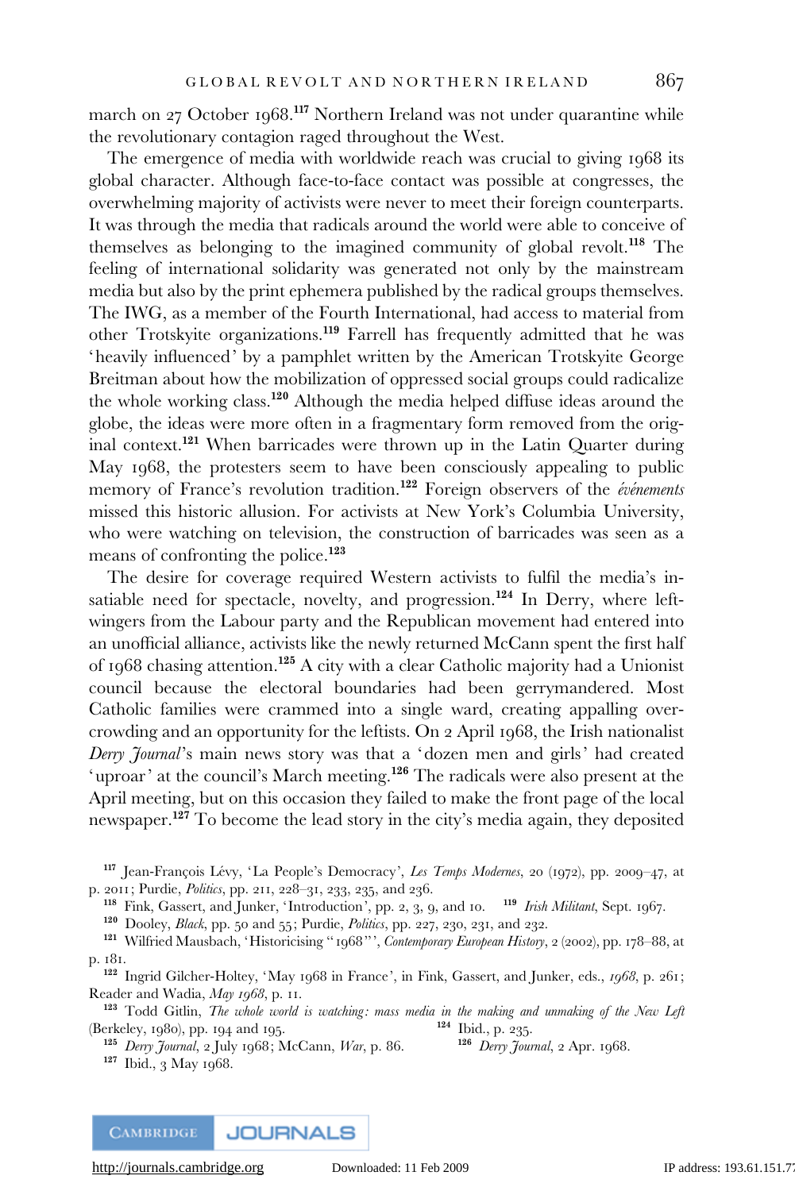march on 27 October 1968.[117] Northern Ireland was not under quarantine while the revolutionary contagion raged throughout the West.

The emergence of media with worldwide reach was crucial to giving 1968 its global character. Although face-to-face contact was possible at congresses, the overwhelming majority of activists were never to meet their foreign counterparts. It was through the media that radicals around the world were able to conceive of themselves as belonging to the imagined community of global revolt.[118] The feeling of international solidarity was generated not only by the mainstream media but also by the print ephemera published by the radical groups themselves. The IWG, as a member of the Fourth International, had access to material from other Trotskyite organizations.[119] Farrell has frequently admitted that he was 'heavily influenced' by a pamphlet written by the American Trotskyite George Breitman about how the mobilization of oppressed social groups could radicalize the whole working class.[120] Although the media helped diffuse ideas around the globe, the ideas were more often in a fragmentary form removed from the original context.[121] When barricades were thrown up in the Latin Quarter during May 1968, the protesters seem to have been consciously appealing to public memory of France's revolution tradition.[122] Foreign observers of the *événements* missed this historic allusion. For activists at New York's Columbia University, who were watching on television, the construction of barricades was seen as a means of confronting the police.[123]

The desire for coverage required Western activists to fulfil the media's insatiable need for spectacle, novelty, and progression.[124] In Derry, where left-wingers from the Labour party and the Republican movement had entered into an unofficial alliance, activists like the newly returned McCann spent the first half of 1968 chasing attention.[125] A city with a clear Catholic majority had a Unionist council because the electoral boundaries had been gerrymandered. Most Catholic families were crammed into a single ward, creating appalling overcrowding and an opportunity for the leftists. On 2 April 1968, the Irish nationalist *Derry Journal*'s main news story was that a 'dozen men and girls' had created 'uproar' at the council's March meeting.[126] The radicals were also present at the April meeting, but on this occasion they failed to make the front page of the local newspaper.[127] To become the lead story in the city's media again, they deposited

[117] Jean-François Lévy, 'La People's Democracy', *Les Temps Modernes*, 20 (1972), pp. 2009–47, at p. 2011; Purdie, *Politics*, pp. 211, 228–31, 233, 235, and 236.

[118] Fink, Gassert, and Junker, 'Introduction', pp. 2, 3, 9, and 10.

[119] *Irish Militant*, Sept. 1967.

[120] Dooley, *Black*, pp. 50 and 55; Purdie, *Politics*, pp. 227, 230, 231, and 232.

[121] Wilfried Mausbach, 'Historicising "1968"', *Contemporary European History*, 2 (2002), pp. 178–88, at p. 181.

[122] Ingrid Gilcher-Holtey, 'May 1968 in France', in Fink, Gassert, and Junker, eds., *1968*, p. 261; Reader and Wadia, *May 1968*, p. 11.

[123] Todd Gitlin, *The whole world is watching: mass media in the making and unmaking of the New Left* (Berkeley, 1980), pp. 194 and 195.

[124] Ibid., p. 235.

[125] *Derry Journal*, 2 July 1968; McCann, *War*, p. 86.

[126] *Derry Journal*, 2 Apr. 1968.

[127] Ibid., 3 May 1968.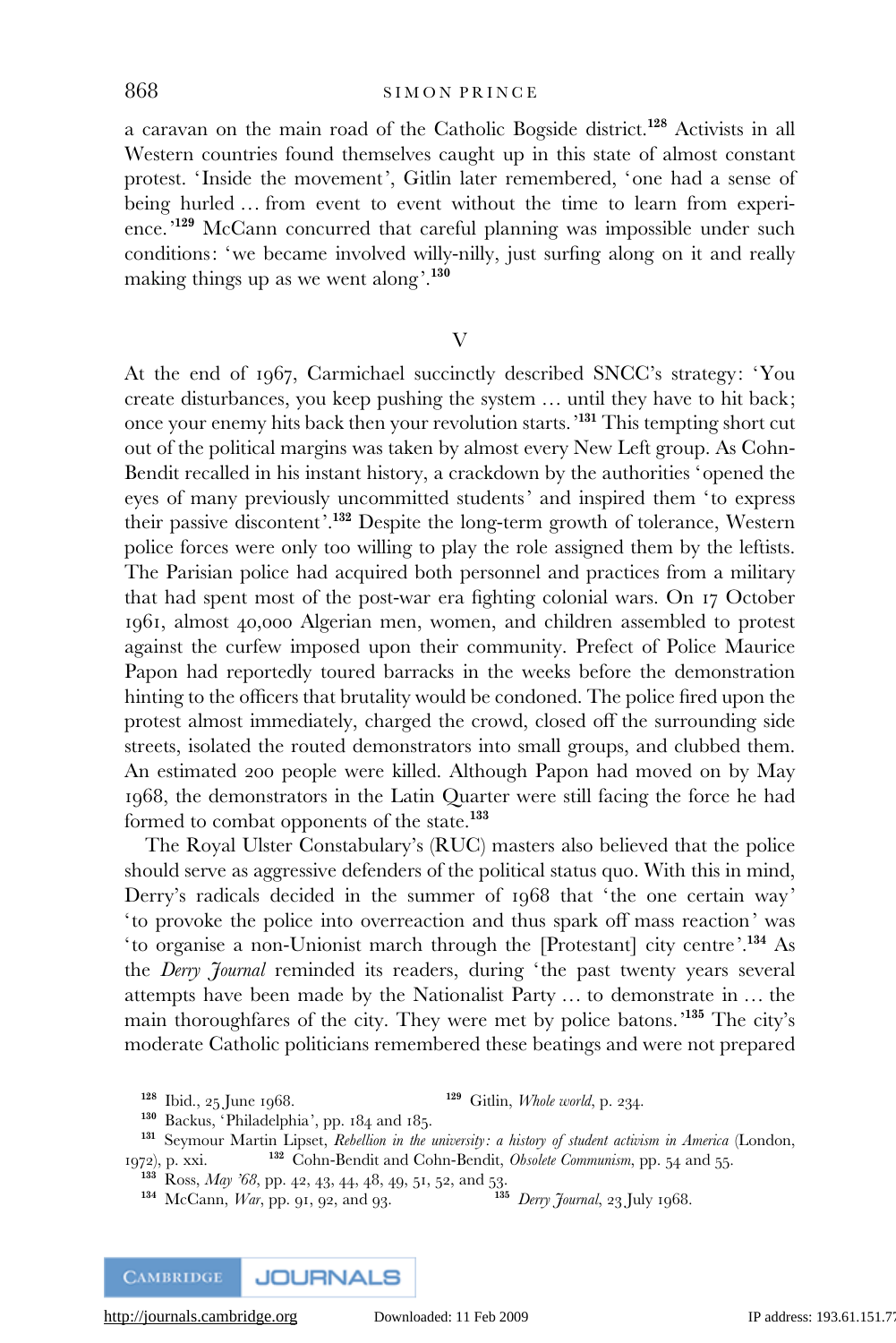a caravan on the main road of the Catholic Bogside district.[128] Activists in all Western countries found themselves caught up in this state of almost constant protest. 'Inside the movement', Gitlin later remembered, 'one had a sense of being hurled ... from event to event without the time to learn from experience.'[129] McCann concurred that careful planning was impossible under such conditions: 'we became involved willy-nilly, just surfing along on it and really making things up as we went along'.[130]

## V

At the end of 1967, Carmichael succinctly described SNCC's strategy: 'You create disturbances, you keep pushing the system ... until they have to hit back; once your enemy hits back then your revolution starts.'[131] This tempting short cut out of the political margins was taken by almost every New Left group. As Cohn-Bendit recalled in his instant history, a crackdown by the authorities 'opened the eyes of many previously uncommitted students' and inspired them 'to express their passive discontent'.[132] Despite the long-term growth of tolerance, Western police forces were only too willing to play the role assigned them by the leftists. The Parisian police had acquired both personnel and practices from a military that had spent most of the post-war era fighting colonial wars. On 17 October 1961, almost 40,000 Algerian men, women, and children assembled to protest against the curfew imposed upon their community. Prefect of Police Maurice Papon had reportedly toured barracks in the weeks before the demonstration hinting to the officers that brutality would be condoned. The police fired upon the protest almost immediately, charged the crowd, closed off the surrounding side streets, isolated the routed demonstrators into small groups, and clubbed them. An estimated 200 people were killed. Although Papon had moved on by May 1968, the demonstrators in the Latin Quarter were still facing the force he had formed to combat opponents of the state.[133]

The Royal Ulster Constabulary's (RUC) masters also believed that the police should serve as aggressive defenders of the political status quo. With this in mind, Derry's radicals decided in the summer of 1968 that 'the one certain way' 'to provoke the police into overreaction and thus spark off mass reaction' was 'to organise a non-Unionist march through the [Protestant] city centre'.[134] As the *Derry Journal* reminded its readers, during 'the past twenty years several attempts have been made by the Nationalist Party ... to demonstrate in ... the main thoroughfares of the city. They were met by police batons.'[135] The city's moderate Catholic politicians remembered these beatings and were not prepared

---

[128] Ibid., 25 June 1968.

[129] Gitlin, *Whole world*, p. 234.

[130] Backus, 'Philadelphia', pp. 184 and 185.

[131] Seymour Martin Lipset, *Rebellion in the university: a history of student activism in America* (London, 1972), p. xxi.

[132] Cohn-Bendit and Cohn-Bendit, *Obsolete Communism*, pp. 54 and 55.

[133] Ross, *May '68*, pp. 42, 43, 44, 48, 49, 51, 52, and 53.

[134] McCann, *War*, pp. 91, 92, and 93.

[135] *Derry Journal*, 23 July 1968.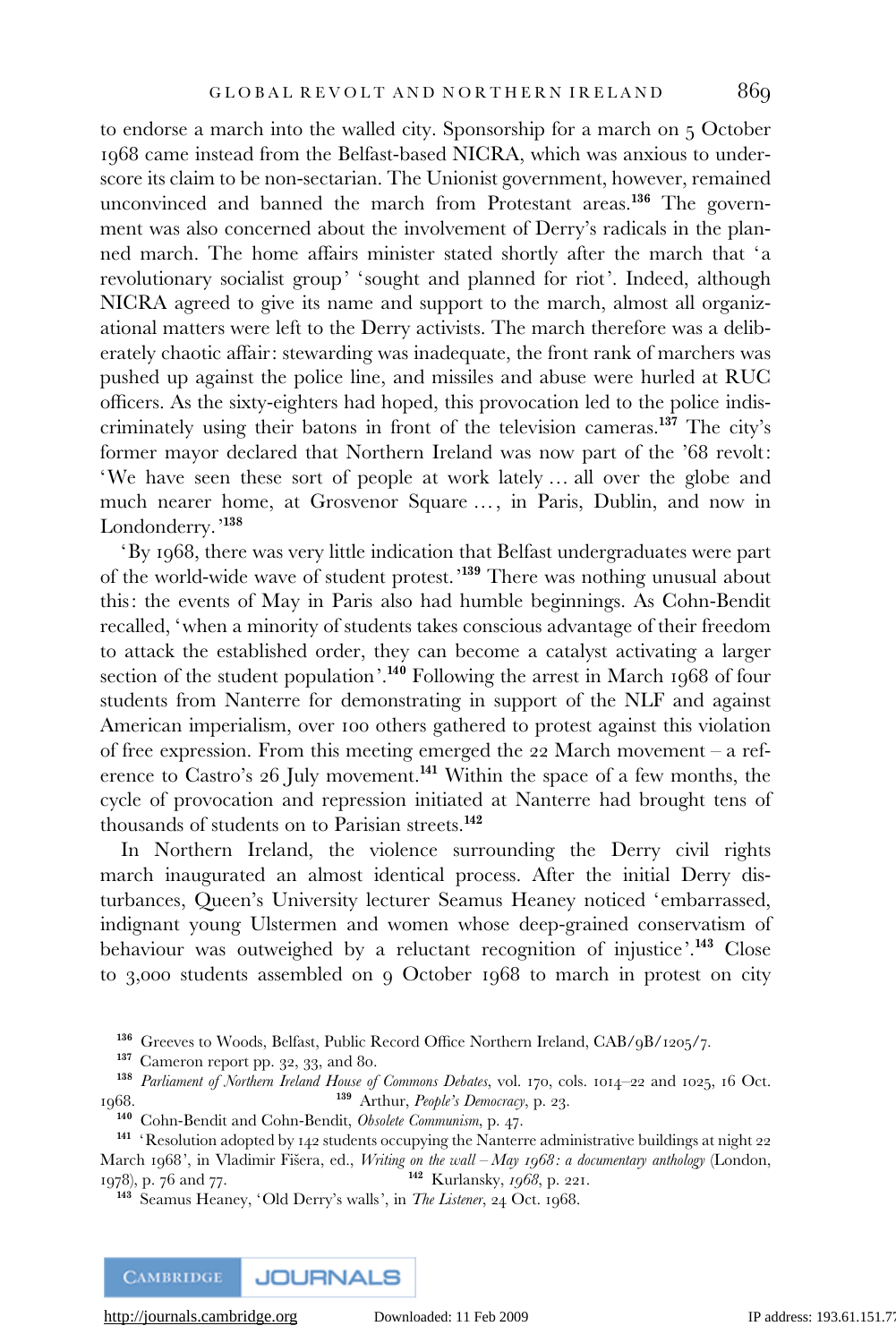to endorse a march into the walled city. Sponsorship for a march on 5 October 1968 came instead from the Belfast-based NICRA, which was anxious to underscore its claim to be non-sectarian. The Unionist government, however, remained unconvinced and banned the march from Protestant areas.[136] The government was also concerned about the involvement of Derry's radicals in the planned march. The home affairs minister stated shortly after the march that 'a revolutionary socialist group' 'sought and planned for riot'. Indeed, although NICRA agreed to give its name and support to the march, almost all organizational matters were left to the Derry activists. The march therefore was a deliberately chaotic affair: stewarding was inadequate, the front rank of marchers was pushed up against the police line, and missiles and abuse were hurled at RUC officers. As the sixty-eighters had hoped, this provocation led to the police indiscriminately using their batons in front of the television cameras.[137] The city's former mayor declared that Northern Ireland was now part of the '68 revolt: 'We have seen these sort of people at work lately … all over the globe and much nearer home, at Grosvenor Square …, in Paris, Dublin, and now in Londonderry.'[138]

'By 1968, there was very little indication that Belfast undergraduates were part of the world-wide wave of student protest.'[139] There was nothing unusual about this: the events of May in Paris also had humble beginnings. As Cohn-Bendit recalled, 'when a minority of students takes conscious advantage of their freedom to attack the established order, they can become a catalyst activating a larger section of the student population'.[140] Following the arrest in March 1968 of four students from Nanterre for demonstrating in support of the NLF and against American imperialism, over 100 others gathered to protest against this violation of free expression. From this meeting emerged the 22 March movement – a reference to Castro's 26 July movement.[141] Within the space of a few months, the cycle of provocation and repression initiated at Nanterre had brought tens of thousands of students on to Parisian streets.[142]

In Northern Ireland, the violence surrounding the Derry civil rights march inaugurated an almost identical process. After the initial Derry disturbances, Queen's University lecturer Seamus Heaney noticed 'embarrassed, indignant young Ulstermen and women whose deep-grained conservatism of behaviour was outweighed by a reluctant recognition of injustice'.[143] Close to 3,000 students assembled on 9 October 1968 to march in protest on city

[136] Greeves to Woods, Belfast, Public Record Office Northern Ireland, CAB/9B/1205/7.

[137] Cameron report pp. 32, 33, and 80.

[138] *Parliament of Northern Ireland House of Commons Debates*, vol. 170, cols. 1014–22 and 1025, 16 Oct. 1968.

[139] Arthur, *People's Democracy*, p. 23.

[140] Cohn-Bendit and Cohn-Bendit, *Obsolete Communism*, p. 47.

[141] 'Resolution adopted by 142 students occupying the Nanterre administrative buildings at night 22 March 1968', in Vladimir Fišera, ed., *Writing on the wall – May 1968: a documentary anthology* (London, 1978), p. 76 and 77.

[142] Kurlansky, *1968*, p. 221.

[143] Seamus Heaney, 'Old Derry's walls', in *The Listener*, 24 Oct. 1968.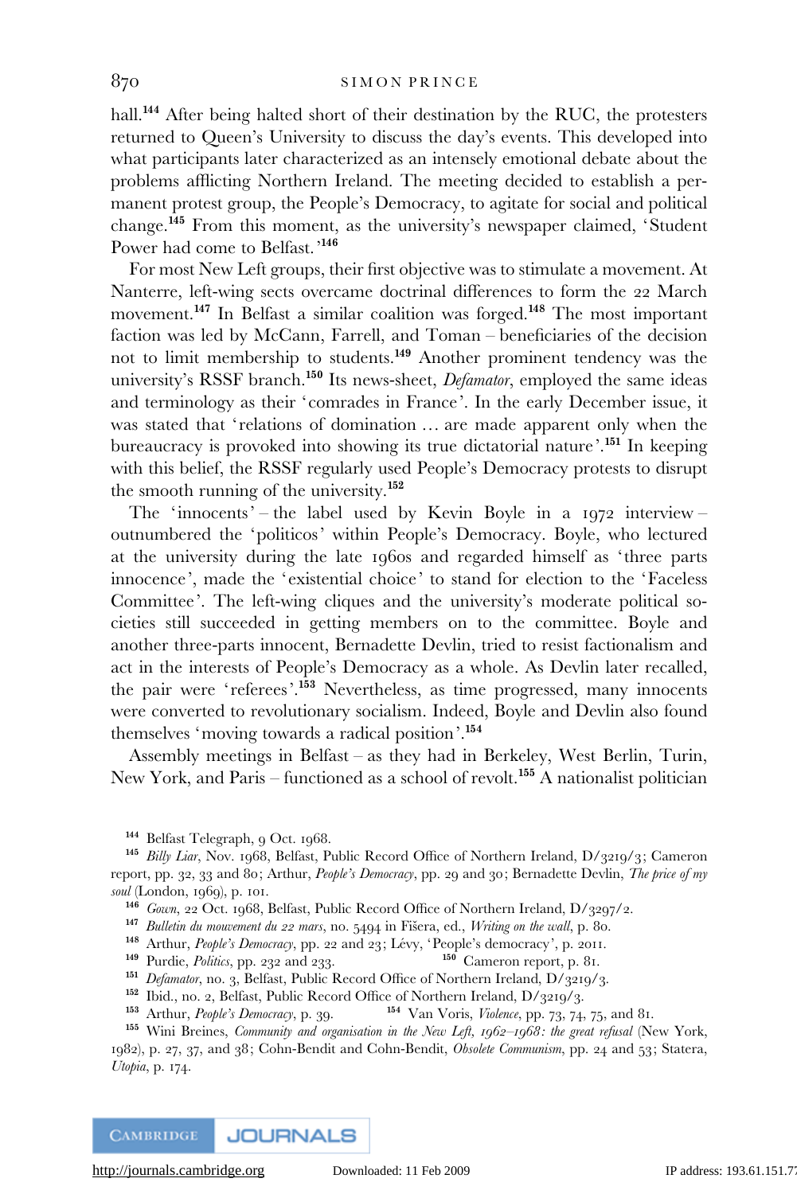hall.[144] After being halted short of their destination by the RUC, the protesters returned to Queen's University to discuss the day's events. This developed into what participants later characterized as an intensely emotional debate about the problems afflicting Northern Ireland. The meeting decided to establish a permanent protest group, the People's Democracy, to agitate for social and political change.[145] From this moment, as the university's newspaper claimed, 'Student Power had come to Belfast.'[146]

For most New Left groups, their first objective was to stimulate a movement. At Nanterre, left-wing sects overcame doctrinal differences to form the 22 March movement.[147] In Belfast a similar coalition was forged.[148] The most important faction was led by McCann, Farrell, and Toman – beneficiaries of the decision not to limit membership to students.[149] Another prominent tendency was the university's RSSF branch.[150] Its news-sheet, *Defamator*, employed the same ideas and terminology as their 'comrades in France'. In the early December issue, it was stated that 'relations of domination … are made apparent only when the bureaucracy is provoked into showing its true dictatorial nature'.[151] In keeping with this belief, the RSSF regularly used People's Democracy protests to disrupt the smooth running of the university.[152]

The 'innocents' – the label used by Kevin Boyle in a 1972 interview – outnumbered the 'politicos' within People's Democracy. Boyle, who lectured at the university during the late 1960s and regarded himself as 'three parts innocence', made the 'existential choice' to stand for election to the 'Faceless Committee'. The left-wing cliques and the university's moderate political societies still succeeded in getting members on to the committee. Boyle and another three-parts innocent, Bernadette Devlin, tried to resist factionalism and act in the interests of People's Democracy as a whole. As Devlin later recalled, the pair were 'referees'.[153] Nevertheless, as time progressed, many innocents were converted to revolutionary socialism. Indeed, Boyle and Devlin also found themselves 'moving towards a radical position'.[154]

Assembly meetings in Belfast – as they had in Berkeley, West Berlin, Turin, New York, and Paris – functioned as a school of revolt.[155] A nationalist politician

---

[144] Belfast Telegraph, 9 Oct. 1968.

[145] *Billy Liar*, Nov. 1968, Belfast, Public Record Office of Northern Ireland, D/3219/3; Cameron report, pp. 32, 33 and 80; Arthur, *People's Democracy*, pp. 29 and 30; Bernadette Devlin, *The price of my soul* (London, 1969), p. 101.

[146] *Gown*, 22 Oct. 1968, Belfast, Public Record Office of Northern Ireland, D/3297/2.

[147] *Bulletin du mouvement du 22 mars*, no. 5494 in Fišera, ed., *Writing on the wall*, p. 80.

[148] Arthur, *People's Democracy*, pp. 22 and 23; Lévy, 'People's democracy', p. 2011.

[149] Purdie, *Politics*, pp. 232 and 233.

[150] Cameron report, p. 81.

[151] *Defamator*, no. 3, Belfast, Public Record Office of Northern Ireland, D/3219/3.

[152] Ibid., no. 2, Belfast, Public Record Office of Northern Ireland, D/3219/3.

[153] Arthur, *People's Democracy*, p. 39.

[154] Van Voris, *Violence*, pp. 73, 74, 75, and 81.

[155] Wini Breines, *Community and organisation in the New Left, 1962–1968: the great refusal* (New York, 1982), p. 27, 37, and 38; Cohn-Bendit and Cohn-Bendit, *Obsolete Communism*, pp. 24 and 53; Statera, *Utopia*, p. 174.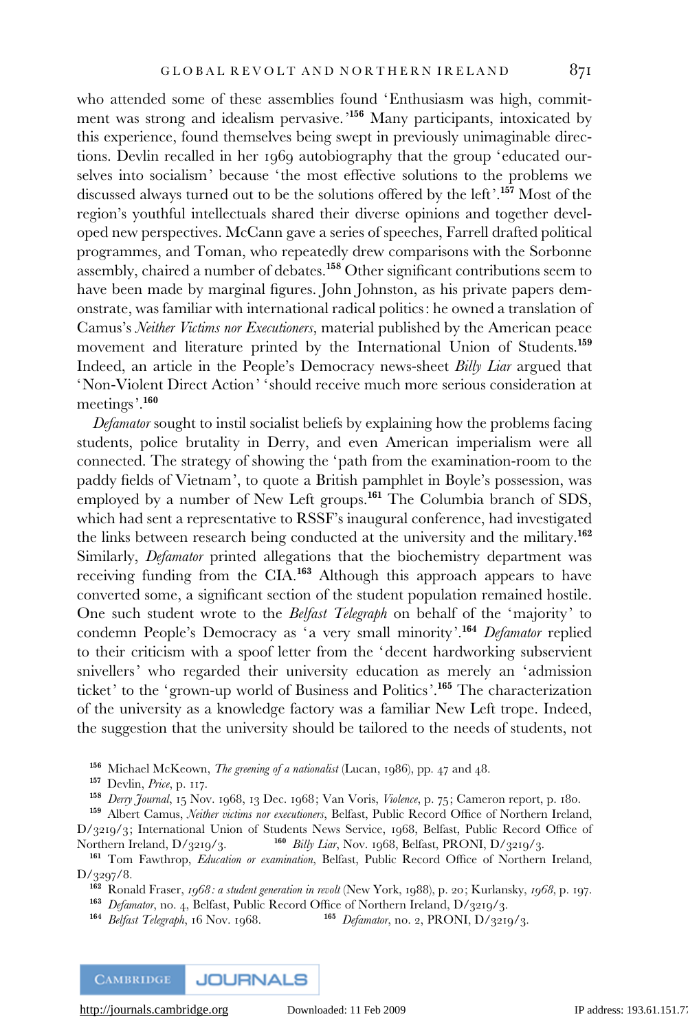who attended some of these assemblies found 'Enthusiasm was high, commitment was strong and idealism pervasive.'[156] Many participants, intoxicated by this experience, found themselves being swept in previously unimaginable directions. Devlin recalled in her 1969 autobiography that the group 'educated ourselves into socialism' because 'the most effective solutions to the problems we discussed always turned out to be the solutions offered by the left'.[157] Most of the region's youthful intellectuals shared their diverse opinions and together developed new perspectives. McCann gave a series of speeches, Farrell drafted political programmes, and Toman, who repeatedly drew comparisons with the Sorbonne assembly, chaired a number of debates.[158] Other significant contributions seem to have been made by marginal figures. John Johnston, as his private papers demonstrate, was familiar with international radical politics: he owned a translation of Camus's *Neither Victims nor Executioners*, material published by the American peace movement and literature printed by the International Union of Students.[159] Indeed, an article in the People's Democracy news-sheet *Billy Liar* argued that 'Non-Violent Direct Action' 'should receive much more serious consideration at meetings'.[160]

*Defamator* sought to instil socialist beliefs by explaining how the problems facing students, police brutality in Derry, and even American imperialism were all connected. The strategy of showing the 'path from the examination-room to the paddy fields of Vietnam', to quote a British pamphlet in Boyle's possession, was employed by a number of New Left groups.[161] The Columbia branch of SDS, which had sent a representative to RSSF's inaugural conference, had investigated the links between research being conducted at the university and the military.[162] Similarly, *Defamator* printed allegations that the biochemistry department was receiving funding from the CIA.[163] Although this approach appears to have converted some, a significant section of the student population remained hostile. One such student wrote to the *Belfast Telegraph* on behalf of the 'majority' to condemn People's Democracy as 'a very small minority'.[164] *Defamator* replied to their criticism with a spoof letter from the 'decent hardworking subservient snivellers' who regarded their university education as merely an 'admission ticket' to the 'grown-up world of Business and Politics'.[165] The characterization of the university as a knowledge factory was a familiar New Left trope. Indeed, the suggestion that the university should be tailored to the needs of students, not

---

[156] Michael McKeown, *The greening of a nationalist* (Lucan, 1986), pp. 47 and 48.

[157] Devlin, *Price*, p. 117.

[158] *Derry Journal*, 15 Nov. 1968, 13 Dec. 1968; Van Voris, *Violence*, p. 75; Cameron report, p. 180.

[159] Albert Camus, *Neither victims nor executioners*, Belfast, Public Record Office of Northern Ireland, D/3219/3; International Union of Students News Service, 1968, Belfast, Public Record Office of Northern Ireland, D/3219/3.

[160] *Billy Liar*, Nov. 1968, Belfast, PRONI, D/3219/3.

[161] Tom Fawthrop, *Education or examination*, Belfast, Public Record Office of Northern Ireland, D/3297/8.

[162] Ronald Fraser, *1968: a student generation in revolt* (New York, 1988), p. 20; Kurlansky, *1968*, p. 197.

[163] *Defamator*, no. 4, Belfast, Public Record Office of Northern Ireland, D/3219/3.

[164] *Belfast Telegraph*, 16 Nov. 1968.

[165] *Defamator*, no. 2, PRONI, D/3219/3.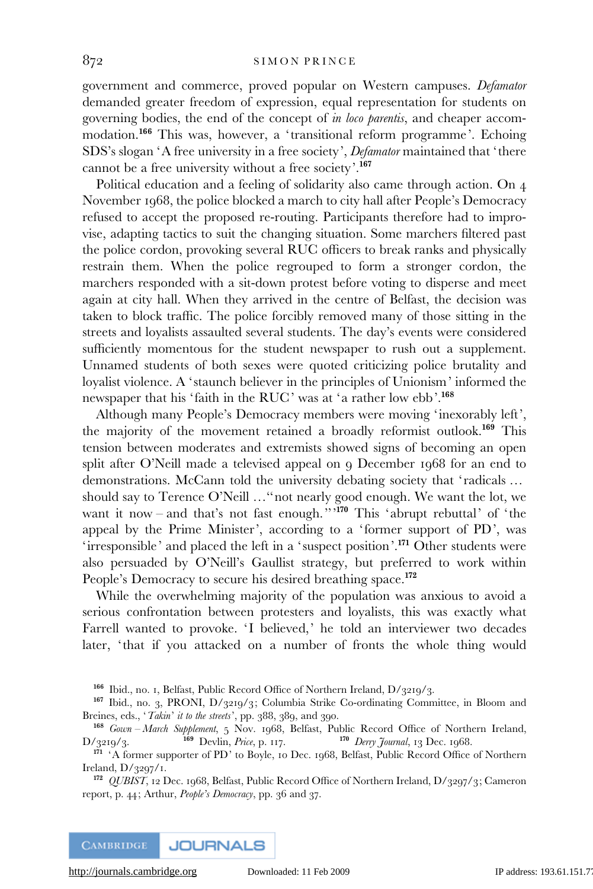government and commerce, proved popular on Western campuses. *Defamator* demanded greater freedom of expression, equal representation for students on governing bodies, the end of the concept of *in loco parentis*, and cheaper accommodation.[166] This was, however, a 'transitional reform programme'. Echoing SDS's slogan 'A free university in a free society', *Defamator* maintained that 'there cannot be a free university without a free society'.[167]

Political education and a feeling of solidarity also came through action. On 4 November 1968, the police blocked a march to city hall after People's Democracy refused to accept the proposed re-routing. Participants therefore had to improvise, adapting tactics to suit the changing situation. Some marchers filtered past the police cordon, provoking several RUC officers to break ranks and physically restrain them. When the police regrouped to form a stronger cordon, the marchers responded with a sit-down protest before voting to disperse and meet again at city hall. When they arrived in the centre of Belfast, the decision was taken to block traffic. The police forcibly removed many of those sitting in the streets and loyalists assaulted several students. The day's events were considered sufficiently momentous for the student newspaper to rush out a supplement. Unnamed students of both sexes were quoted criticizing police brutality and loyalist violence. A 'staunch believer in the principles of Unionism' informed the newspaper that his 'faith in the RUC' was at 'a rather low ebb'.[168]

Although many People's Democracy members were moving 'inexorably left', the majority of the movement retained a broadly reformist outlook.[169] This tension between moderates and extremists showed signs of becoming an open split after O'Neill made a televised appeal on 9 December 1968 for an end to demonstrations. McCann told the university debating society that 'radicals … should say to Terence O'Neill …"not nearly good enough. We want the lot, we want it now – and that's not fast enough."'[170] This 'abrupt rebuttal' of 'the appeal by the Prime Minister', according to a 'former support of PD', was 'irresponsible' and placed the left in a 'suspect position'.[171] Other students were also persuaded by O'Neill's Gaullist strategy, but preferred to work within People's Democracy to secure his desired breathing space.[172]

While the overwhelming majority of the population was anxious to avoid a serious confrontation between protesters and loyalists, this was exactly what Farrell wanted to provoke. 'I believed,' he told an interviewer two decades later, 'that if you attacked on a number of fronts the whole thing would

---

[166] Ibid., no. 1, Belfast, Public Record Office of Northern Ireland, D/3219/3.

[167] Ibid., no. 3, PRONI, D/3219/3; Columbia Strike Co-ordinating Committee, in Bloom and Breines, eds., '*Takin' it to the streets*', pp. 388, 389, and 390.

[168] *Gown – March Supplement*, 5 Nov. 1968, Belfast, Public Record Office of Northern Ireland, D/3219/3.

[169] Devlin, *Price*, p. 117.

[170] *Derry Journal*, 13 Dec. 1968.

[171] 'A former supporter of PD' to Boyle, 10 Dec. 1968, Belfast, Public Record Office of Northern Ireland, D/3297/1.

[172] *QUBIST*, 12 Dec. 1968, Belfast, Public Record Office of Northern Ireland, D/3297/3; Cameron report, p. 44; Arthur, *People's Democracy*, pp. 36 and 37.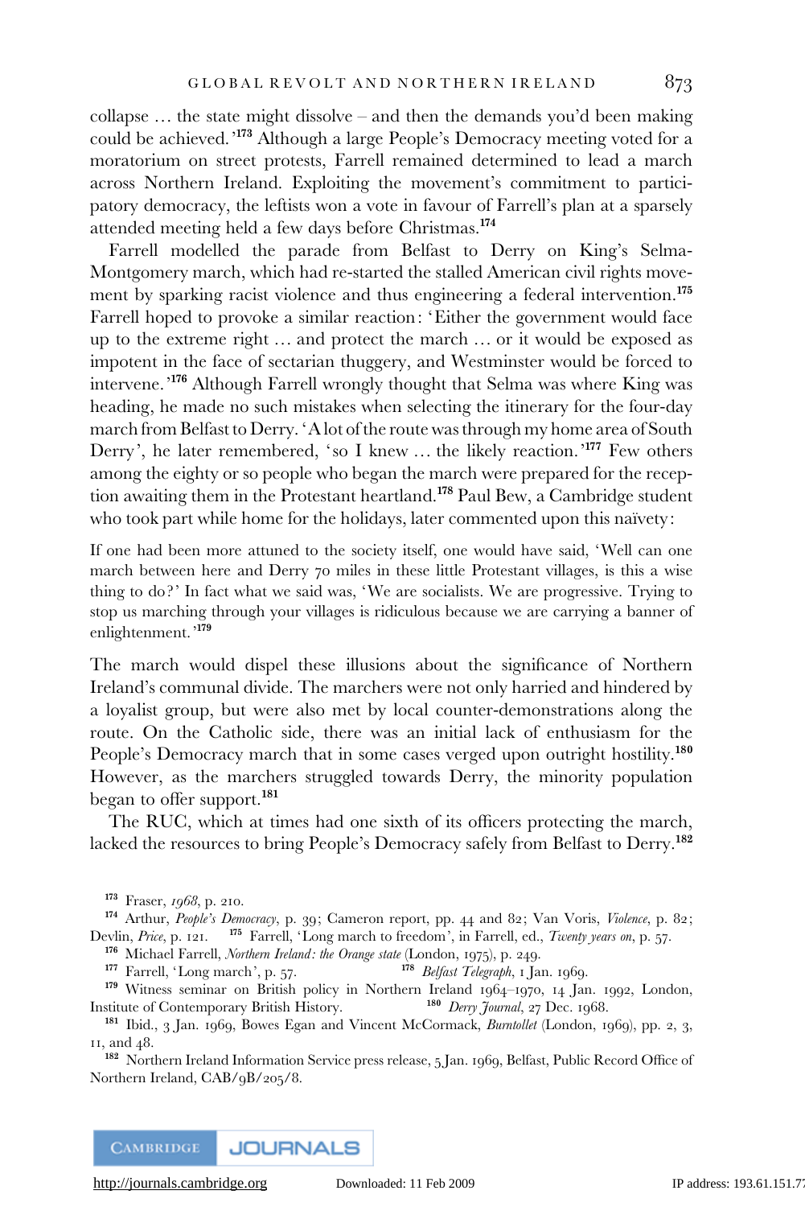collapse … the state might dissolve – and then the demands you'd been making could be achieved.'[173] Although a large People's Democracy meeting voted for a moratorium on street protests, Farrell remained determined to lead a march across Northern Ireland. Exploiting the movement's commitment to participatory democracy, the leftists won a vote in favour of Farrell's plan at a sparsely attended meeting held a few days before Christmas.[174]

Farrell modelled the parade from Belfast to Derry on King's Selma-Montgomery march, which had re-started the stalled American civil rights movement by sparking racist violence and thus engineering a federal intervention.[175] Farrell hoped to provoke a similar reaction: 'Either the government would face up to the extreme right … and protect the march … or it would be exposed as impotent in the face of sectarian thuggery, and Westminster would be forced to intervene.'[176] Although Farrell wrongly thought that Selma was where King was heading, he made no such mistakes when selecting the itinerary for the four-day march from Belfast to Derry. 'A lot of the route was through my home area of South Derry', he later remembered, 'so I knew … the likely reaction.'[177] Few others among the eighty or so people who began the march were prepared for the reception awaiting them in the Protestant heartland.[178] Paul Bew, a Cambridge student who took part while home for the holidays, later commented upon this naïvety:

> If one had been more attuned to the society itself, one would have said, 'Well can one march between here and Derry 70 miles in these little Protestant villages, is this a wise thing to do?' In fact what we said was, 'We are socialists. We are progressive. Trying to stop us marching through your villages is ridiculous because we are carrying a banner of enlightenment.'[179]

The march would dispel these illusions about the significance of Northern Ireland's communal divide. The marchers were not only harried and hindered by a loyalist group, but were also met by local counter-demonstrations along the route. On the Catholic side, there was an initial lack of enthusiasm for the People's Democracy march that in some cases verged upon outright hostility.[180] However, as the marchers struggled towards Derry, the minority population began to offer support.[181]

The RUC, which at times had one sixth of its officers protecting the march, lacked the resources to bring People's Democracy safely from Belfast to Derry.[182]

---

[173] Fraser, *1968*, p. 210.

[174] Arthur, *People's Democracy*, p. 39; Cameron report, pp. 44 and 82; Van Voris, *Violence*, p. 82; Devlin, *Price*, p. 121.

[175] Farrell, 'Long march to freedom', in Farrell, ed., *Twenty years on*, p. 57.

[176] Michael Farrell, *Northern Ireland: the Orange state* (London, 1975), p. 249.

[177] Farrell, 'Long march', p. 57.

[178] *Belfast Telegraph*, 1 Jan. 1969.

[179] Witness seminar on British policy in Northern Ireland 1964–1970, 14 Jan. 1992, London, Institute of Contemporary British History.

[180] *Derry Journal*, 27 Dec. 1968.

[181] Ibid., 3 Jan. 1969, Bowes Egan and Vincent McCormack, *Burntollet* (London, 1969), pp. 2, 3, 11, and 48.

[182] Northern Ireland Information Service press release, 5 Jan. 1969, Belfast, Public Record Office of Northern Ireland, CAB/9B/205/8.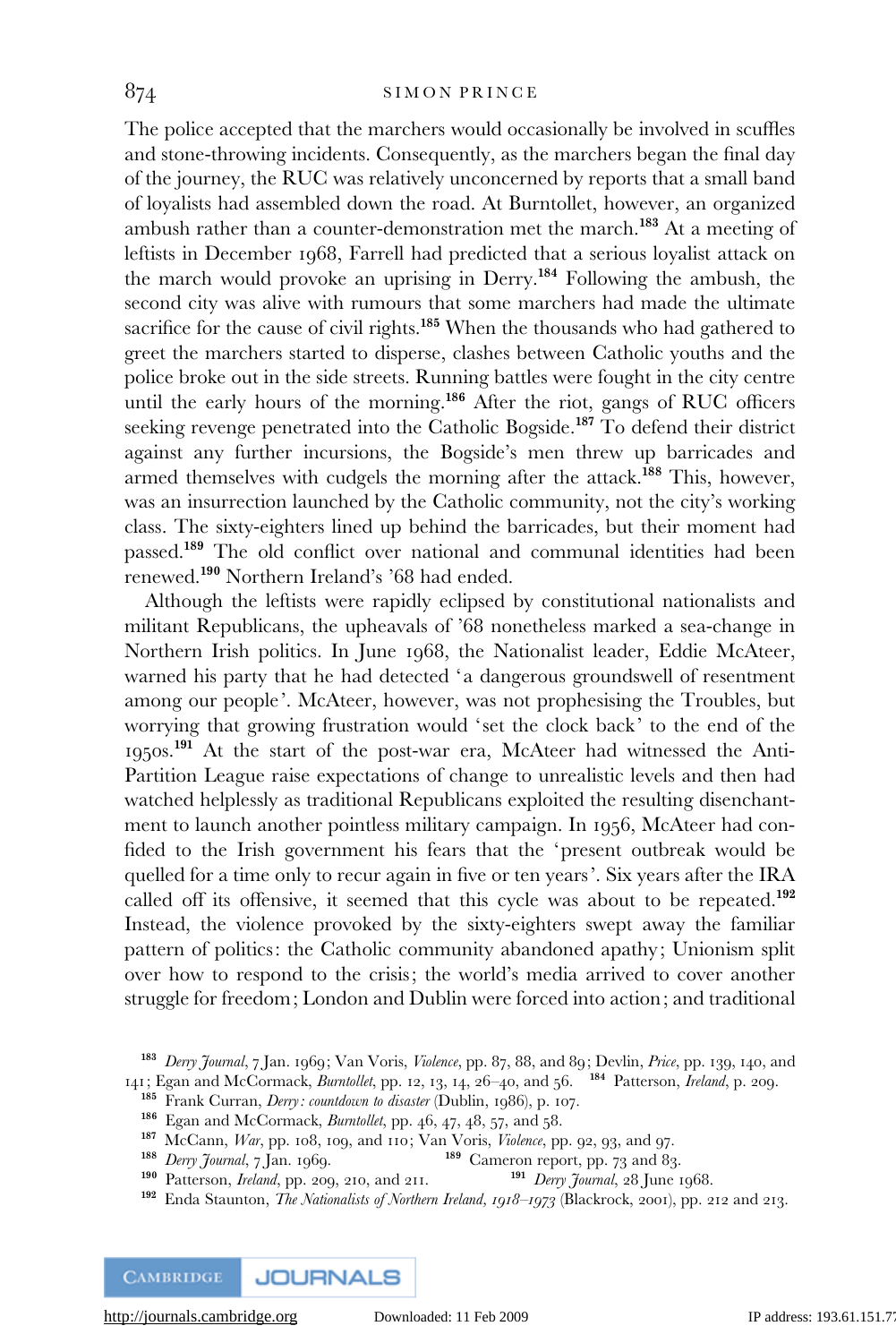The police accepted that the marchers would occasionally be involved in scuffles and stone-throwing incidents. Consequently, as the marchers began the final day of the journey, the RUC was relatively unconcerned by reports that a small band of loyalists had assembled down the road. At Burntollet, however, an organized ambush rather than a counter-demonstration met the march.[183] At a meeting of leftists in December 1968, Farrell had predicted that a serious loyalist attack on the march would provoke an uprising in Derry.[184] Following the ambush, the second city was alive with rumours that some marchers had made the ultimate sacrifice for the cause of civil rights.[185] When the thousands who had gathered to greet the marchers started to disperse, clashes between Catholic youths and the police broke out in the side streets. Running battles were fought in the city centre until the early hours of the morning.[186] After the riot, gangs of RUC officers seeking revenge penetrated into the Catholic Bogside.[187] To defend their district against any further incursions, the Bogside's men threw up barricades and armed themselves with cudgels the morning after the attack.[188] This, however, was an insurrection launched by the Catholic community, not the city's working class. The sixty-eighters lined up behind the barricades, but their moment had passed.[189] The old conflict over national and communal identities had been renewed.[190] Northern Ireland's '68 had ended.

Although the leftists were rapidly eclipsed by constitutional nationalists and militant Republicans, the upheavals of '68 nonetheless marked a sea-change in Northern Irish politics. In June 1968, the Nationalist leader, Eddie McAteer, warned his party that he had detected 'a dangerous groundswell of resentment among our people'. McAteer, however, was not prophesising the Troubles, but worrying that growing frustration would 'set the clock back' to the end of the 1950s.[191] At the start of the post-war era, McAteer had witnessed the Anti-Partition League raise expectations of change to unrealistic levels and then had watched helplessly as traditional Republicans exploited the resulting disenchantment to launch another pointless military campaign. In 1956, McAteer had confided to the Irish government his fears that the 'present outbreak would be quelled for a time only to recur again in five or ten years'. Six years after the IRA called off its offensive, it seemed that this cycle was about to be repeated.[192] Instead, the violence provoked by the sixty-eighters swept away the familiar pattern of politics: the Catholic community abandoned apathy; Unionism split over how to respond to the crisis; the world's media arrived to cover another struggle for freedom; London and Dublin were forced into action; and traditional

[183] *Derry Journal*, 7 Jan. 1969; Van Voris, *Violence*, pp. 87, 88, and 89; Devlin, *Price*, pp. 139, 140, and 141; Egan and McCormack, *Burntollet*, pp. 12, 13, 14, 26–40, and 56.

[184] Patterson, *Ireland*, p. 209.

[185] Frank Curran, *Derry: countdown to disaster* (Dublin, 1986), p. 107.

[186] Egan and McCormack, *Burntollet*, pp. 46, 47, 48, 57, and 58.

[187] McCann, *War*, pp. 108, 109, and 110; Van Voris, *Violence*, pp. 92, 93, and 97.

[188] *Derry Journal*, 7 Jan. 1969.

[189] Cameron report, pp. 73 and 83.

[190] Patterson, *Ireland*, pp. 209, 210, and 211.

[191] *Derry Journal*, 28 June 1968.

[192] Enda Staunton, *The Nationalists of Northern Ireland, 1918–1973* (Blackrock, 2001), pp. 212 and 213.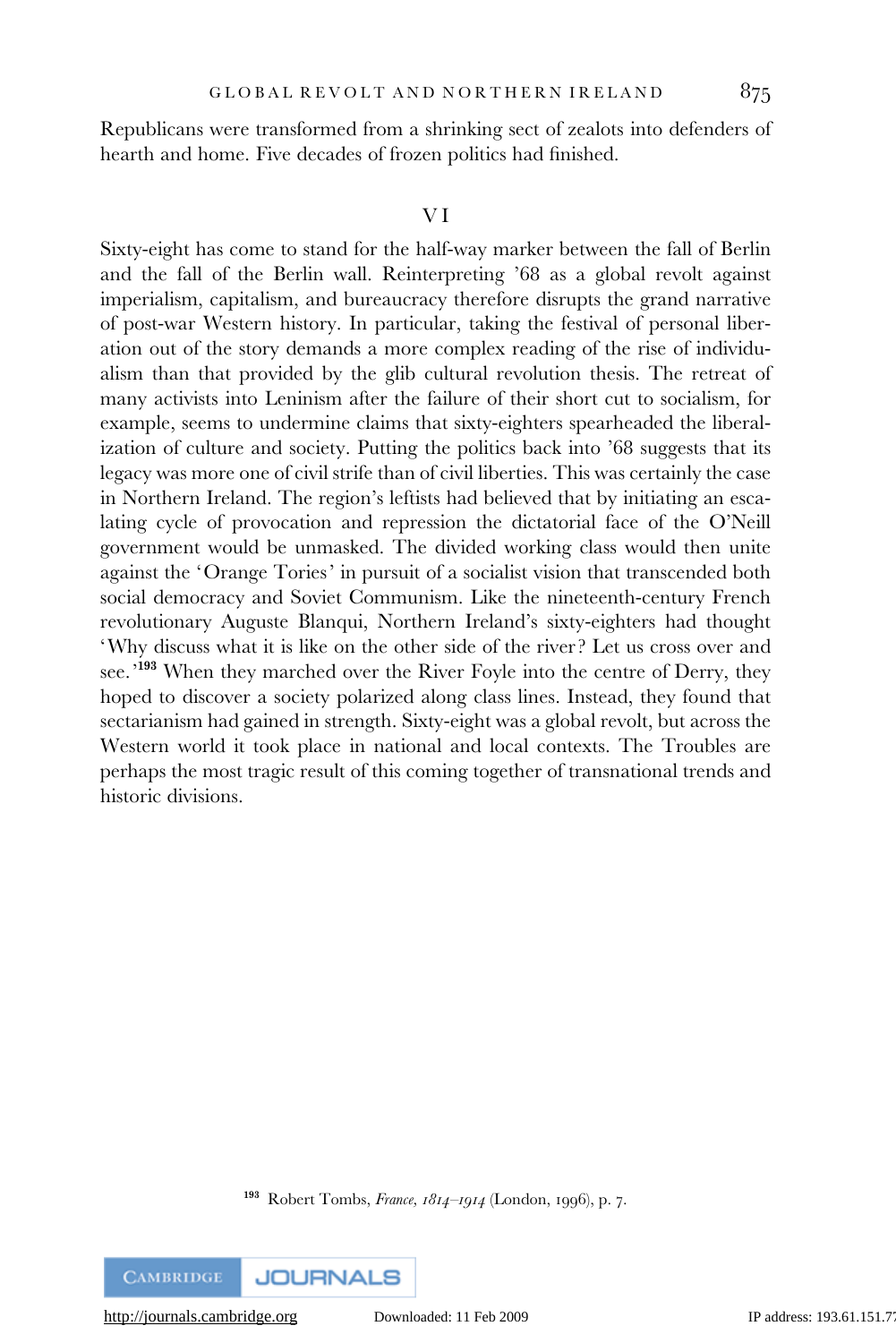Republicans were transformed from a shrinking sect of zealots into defenders of hearth and home. Five decades of frozen politics had finished.

## VI

Sixty-eight has come to stand for the half-way marker between the fall of Berlin and the fall of the Berlin wall. Reinterpreting '68 as a global revolt against imperialism, capitalism, and bureaucracy therefore disrupts the grand narrative of post-war Western history. In particular, taking the festival of personal liberation out of the story demands a more complex reading of the rise of individualism than that provided by the glib cultural revolution thesis. The retreat of many activists into Leninism after the failure of their short cut to socialism, for example, seems to undermine claims that sixty-eighters spearheaded the liberalization of culture and society. Putting the politics back into '68 suggests that its legacy was more one of civil strife than of civil liberties. This was certainly the case in Northern Ireland. The region's leftists had believed that by initiating an escalating cycle of provocation and repression the dictatorial face of the O'Neill government would be unmasked. The divided working class would then unite against the 'Orange Tories' in pursuit of a socialist vision that transcended both social democracy and Soviet Communism. Like the nineteenth-century French revolutionary Auguste Blanqui, Northern Ireland's sixty-eighters had thought 'Why discuss what it is like on the other side of the river? Let us cross over and see.'[193] When they marched over the River Foyle into the centre of Derry, they hoped to discover a society polarized along class lines. Instead, they found that sectarianism had gained in strength. Sixty-eight was a global revolt, but across the Western world it took place in national and local contexts. The Troubles are perhaps the most tragic result of this coming together of transnational trends and historic divisions.

[193] Robert Tombs, *France, 1814–1914* (London, 1996), p. 7.